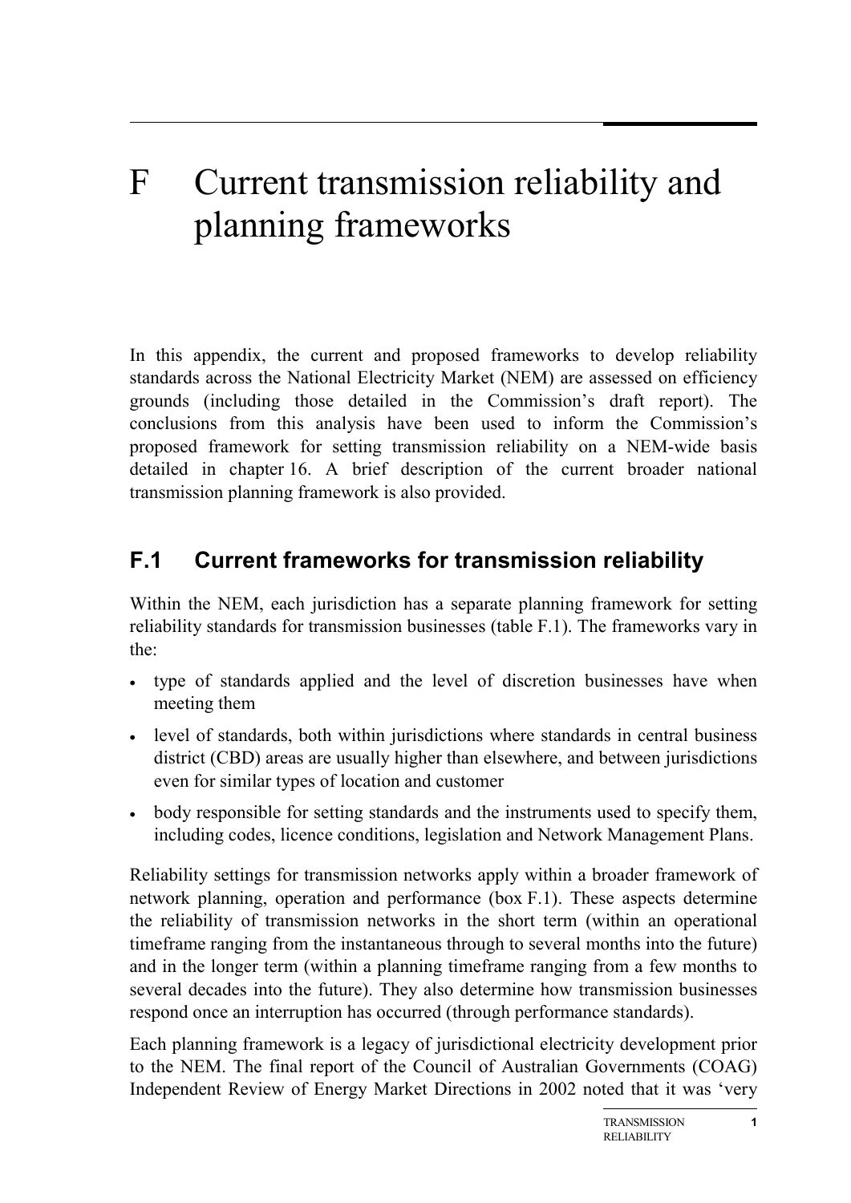# F Current transmission reliability and planning frameworks

In this appendix, the current and proposed frameworks to develop reliability standards across the National Electricity Market (NEM) are assessed on efficiency grounds (including those detailed in the Commission's draft report). The conclusions from this analysis have been used to inform the Commission's proposed framework for setting transmission reliability on a NEM-wide basis detailed in chapter 16. A brief description of the current broader national transmission planning framework is also provided.

## F.1 Current frameworks for transmission reliability

Within the NEM, each jurisdiction has a separate planning framework for setting reliability standards for transmission businesses (table F.1). The frameworks vary in the:

- type of standards applied and the level of discretion businesses have when meeting them
- level of standards, both within jurisdictions where standards in central business district (CBD) areas are usually higher than elsewhere, and between jurisdictions even for similar types of location and customer
- body responsible for setting standards and the instruments used to specify them, including codes, licence conditions, legislation and Network Management Plans.

Reliability settings for transmission networks apply within a broader framework of network planning, operation and performance (box F.1). These aspects determine the reliability of transmission networks in the short term (within an operational timeframe ranging from the instantaneous through to several months into the future) and in the longer term (within a planning timeframe ranging from a few months to several decades into the future). They also determine how transmission businesses respond once an interruption has occurred (through performance standards).

Each planning framework is a legacy of jurisdictional electricity development prior to the NEM. The final report of the Council of Australian Governments (COAG) Independent Review of Energy Market Directions in 2002 noted that it was 'very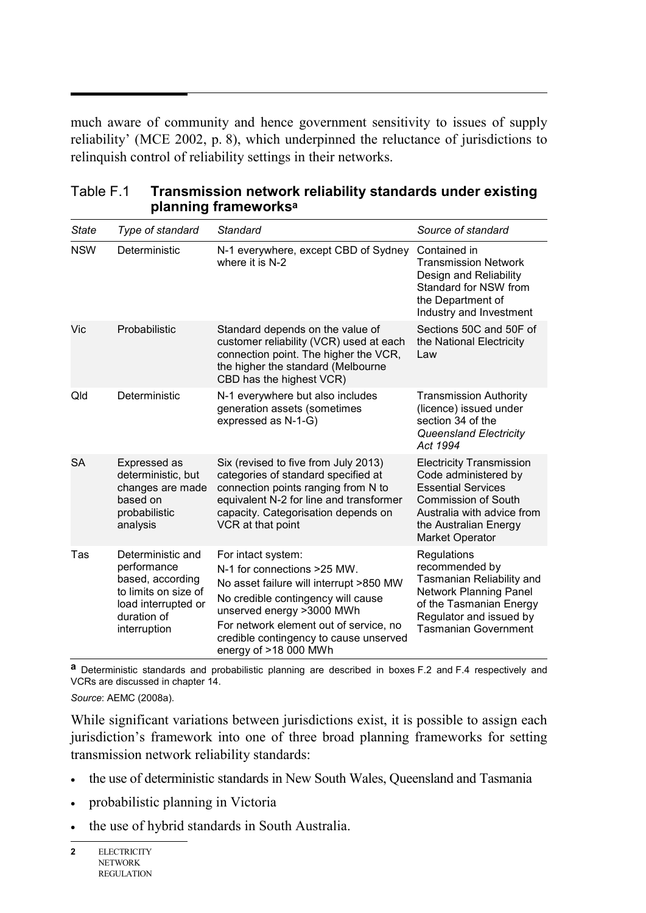much aware of community and hence government sensitivity to issues of supply reliability' (MCE 2002, p. 8), which underpinned the reluctance of jurisdictions to relinquish control of reliability settings in their networks.

Table F.1 **Transmission network reliability standards under existing planning frameworks**[a]

| *State* | *Type of standard* | *Standard* | *Source of standard* |
|---|---|---|---|
| NSW | Deterministic | N-1 everywhere, except CBD of Sydney where it is N-2 | Contained in Transmission Network Design and Reliability Standard for NSW from the Department of Industry and Investment |
| Vic | Probabilistic | Standard depends on the value of customer reliability (VCR) used at each connection point. The higher the VCR, the higher the standard (Melbourne CBD has the highest VCR) | Sections 50C and 50F of the National Electricity Law |
| Qld | Deterministic | N-1 everywhere but also includes generation assets (sometimes expressed as N-1-G) | Transmission Authority (licence) issued under section 34 of the *Queensland Electricity Act 1994* |
| SA | Expressed as deterministic, but changes are made based on probabilistic analysis | Six (revised to five from July 2013) categories of standard specified at connection points ranging from N to equivalent N-2 for line and transformer capacity. Categorisation depends on VCR at that point | Electricity Transmission Code administered by Essential Services Commission of South Australia with advice from the Australian Energy Market Operator |
| Tas | Deterministic and performance based, according to limits on size of load interrupted or duration of interruption | For intact system: N-1 for connections >25 MW. No asset failure will interrupt >850 MW No credible contingency will cause unserved energy >3000 MWh For network element out of service, no credible contingency to cause unserved energy of >18 000 MWh | Regulations recommended by Tasmanian Reliability and Network Planning Panel of the Tasmanian Energy Regulator and issued by Tasmanian Government |

**a** Deterministic standards and probabilistic planning are described in boxes F.2 and F.4 respectively and VCRs are discussed in chapter 14.

*Source*: AEMC (2008a).

While significant variations between jurisdictions exist, it is possible to assign each jurisdiction's framework into one of three broad planning frameworks for setting transmission network reliability standards:

- the use of deterministic standards in New South Wales, Queensland and Tasmania
- probabilistic planning in Victoria
- the use of hybrid standards in South Australia.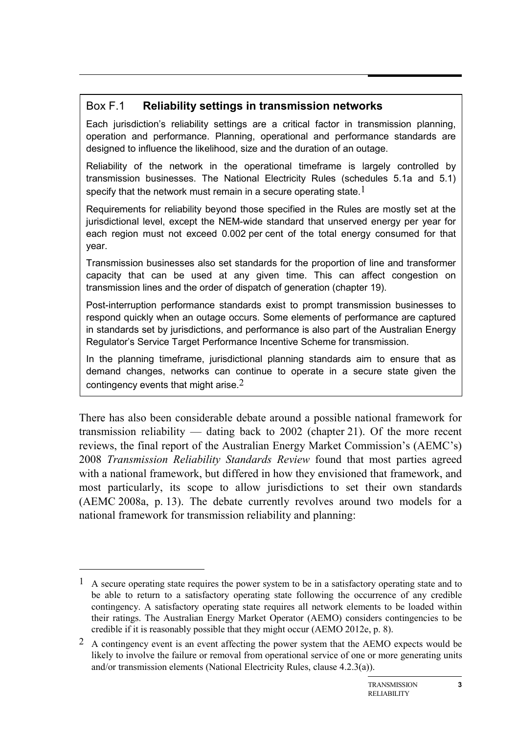## Box F.1 **Reliability settings in transmission networks**

Each jurisdiction's reliability settings are a critical factor in transmission planning, operation and performance. Planning, operational and performance standards are designed to influence the likelihood, size and the duration of an outage.

Reliability of the network in the operational timeframe is largely controlled by transmission businesses. The National Electricity Rules (schedules 5.1a and 5.1) specify that the network must remain in a secure operating state.[1]

Requirements for reliability beyond those specified in the Rules are mostly set at the jurisdictional level, except the NEM-wide standard that unserved energy per year for each region must not exceed 0.002 per cent of the total energy consumed for that year.

Transmission businesses also set standards for the proportion of line and transformer capacity that can be used at any given time. This can affect congestion on transmission lines and the order of dispatch of generation (chapter 19).

Post-interruption performance standards exist to prompt transmission businesses to respond quickly when an outage occurs. Some elements of performance are captured in standards set by jurisdictions, and performance is also part of the Australian Energy Regulator's Service Target Performance Incentive Scheme for transmission.

In the planning timeframe, jurisdictional planning standards aim to ensure that as demand changes, networks can continue to operate in a secure state given the contingency events that might arise.[2]

There has also been considerable debate around a possible national framework for transmission reliability — dating back to 2002 (chapter 21). Of the more recent reviews, the final report of the Australian Energy Market Commission's (AEMC's) 2008 *Transmission Reliability Standards Review* found that most parties agreed with a national framework, but differed in how they envisioned that framework, and most particularly, its scope to allow jurisdictions to set their own standards (AEMC 2008a, p. 13). The debate currently revolves around two models for a national framework for transmission reliability and planning:

---

[1] A secure operating state requires the power system to be in a satisfactory operating state and to be able to return to a satisfactory operating state following the occurrence of any credible contingency. A satisfactory operating state requires all network elements to be loaded within their ratings. The Australian Energy Market Operator (AEMO) considers contingencies to be credible if it is reasonably possible that they might occur (AEMO 2012e, p. 8).

[2] A contingency event is an event affecting the power system that the AEMO expects would be likely to involve the failure or removal from operational service of one or more generating units and/or transmission elements (National Electricity Rules, clause 4.2.3(a)).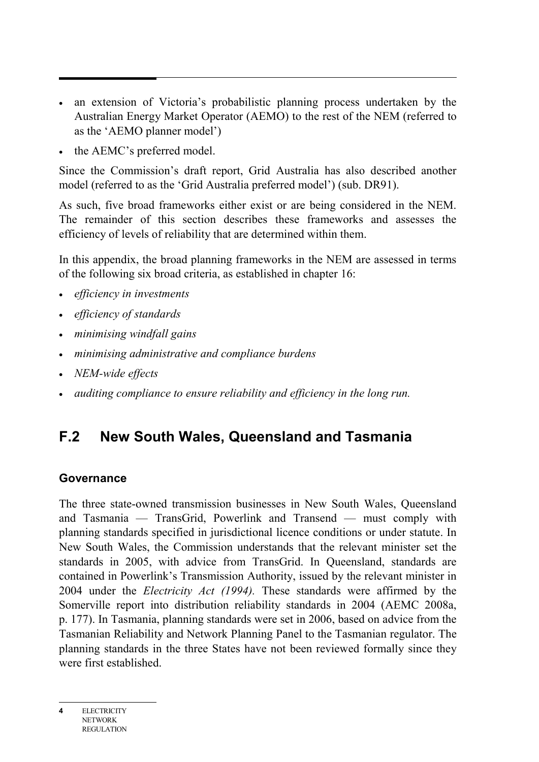- an extension of Victoria's probabilistic planning process undertaken by the Australian Energy Market Operator (AEMO) to the rest of the NEM (referred to as the 'AEMO planner model')
- the AEMC's preferred model.

Since the Commission's draft report, Grid Australia has also described another model (referred to as the 'Grid Australia preferred model') (sub. DR91).

As such, five broad frameworks either exist or are being considered in the NEM. The remainder of this section describes these frameworks and assesses the efficiency of levels of reliability that are determined within them.

In this appendix, the broad planning frameworks in the NEM are assessed in terms of the following six broad criteria, as established in chapter 16:

- *efficiency in investments*
- *efficiency of standards*
- *minimising windfall gains*
- *minimising administrative and compliance burdens*
- *NEM-wide effects*
- *auditing compliance to ensure reliability and efficiency in the long run.*

## F.2 New South Wales, Queensland and Tasmania

### Governance

The three state-owned transmission businesses in New South Wales, Queensland and Tasmania — TransGrid, Powerlink and Transend — must comply with planning standards specified in jurisdictional licence conditions or under statute. In New South Wales, the Commission understands that the relevant minister set the standards in 2005, with advice from TransGrid. In Queensland, standards are contained in Powerlink's Transmission Authority, issued by the relevant minister in 2004 under the *Electricity Act (1994).* These standards were affirmed by the Somerville report into distribution reliability standards in 2004 (AEMC 2008a, p. 177). In Tasmania, planning standards were set in 2006, based on advice from the Tasmanian Reliability and Network Planning Panel to the Tasmanian regulator. The planning standards in the three States have not been reviewed formally since they were first established.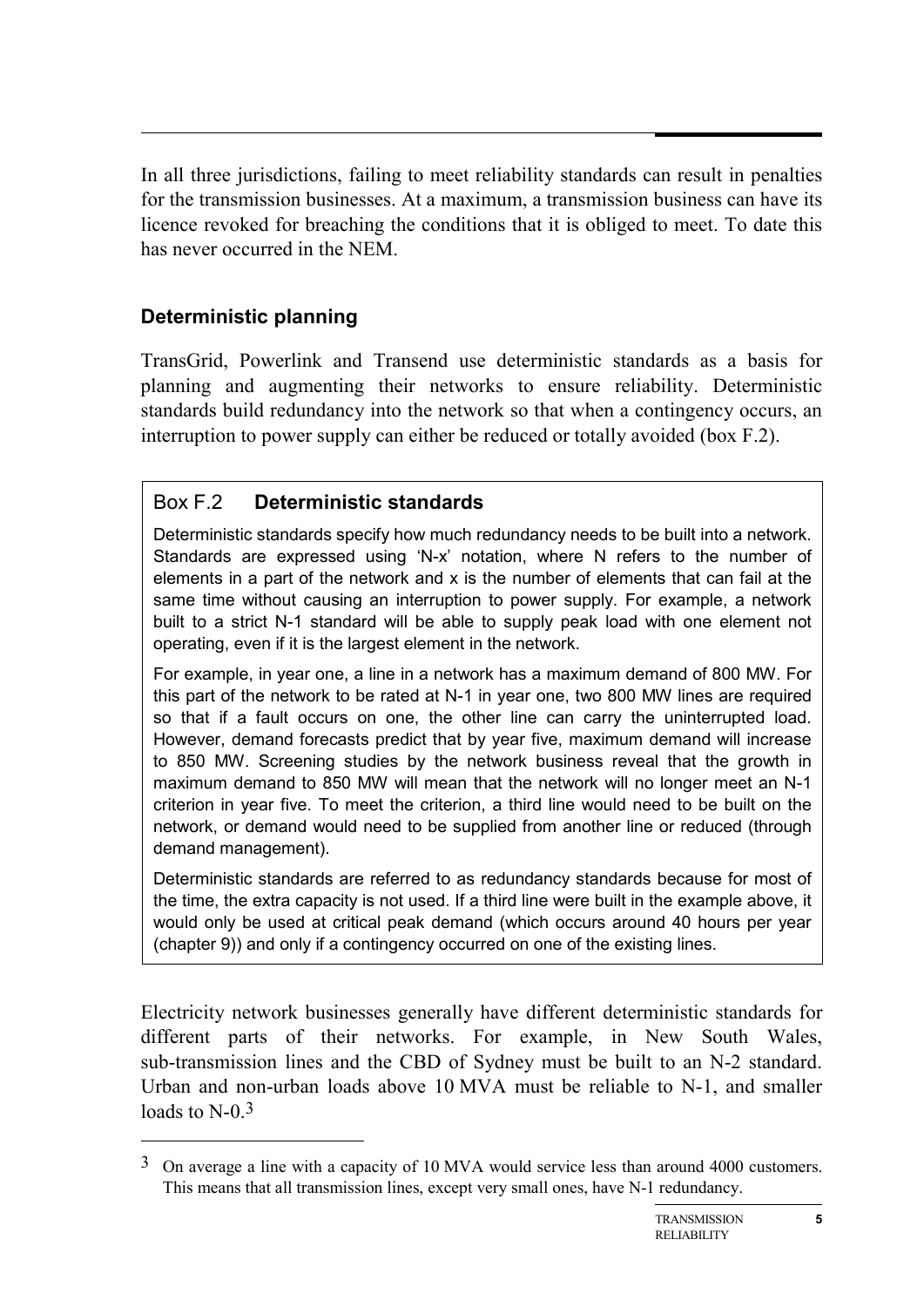In all three jurisdictions, failing to meet reliability standards can result in penalties for the transmission businesses. At a maximum, a transmission business can have its licence revoked for breaching the conditions that it is obliged to meet. To date this has never occurred in the NEM.

## Deterministic planning

TransGrid, Powerlink and Transend use deterministic standards as a basis for planning and augmenting their networks to ensure reliability. Deterministic standards build redundancy into the network so that when a contingency occurs, an interruption to power supply can either be reduced or totally avoided (box F.2).

> ### Box F.2 **Deterministic standards**
>
> Deterministic standards specify how much redundancy needs to be built into a network. Standards are expressed using 'N-x' notation, where N refers to the number of elements in a part of the network and x is the number of elements that can fail at the same time without causing an interruption to power supply. For example, a network built to a strict N-1 standard will be able to supply peak load with one element not operating, even if it is the largest element in the network.
>
> For example, in year one, a line in a network has a maximum demand of 800 MW. For this part of the network to be rated at N-1 in year one, two 800 MW lines are required so that if a fault occurs on one, the other line can carry the uninterrupted load. However, demand forecasts predict that by year five, maximum demand will increase to 850 MW. Screening studies by the network business reveal that the growth in maximum demand to 850 MW will mean that the network will no longer meet an N-1 criterion in year five. To meet the criterion, a third line would need to be built on the network, or demand would need to be supplied from another line or reduced (through demand management).
>
> Deterministic standards are referred to as redundancy standards because for most of the time, the extra capacity is not used. If a third line were built in the example above, it would only be used at critical peak demand (which occurs around 40 hours per year (chapter 9)) and only if a contingency occurred on one of the existing lines.

Electricity network businesses generally have different deterministic standards for different parts of their networks. For example, in New South Wales, sub-transmission lines and the CBD of Sydney must be built to an N-2 standard. Urban and non-urban loads above 10 MVA must be reliable to N-1, and smaller loads to N-0.[3]

---

[3] On average a line with a capacity of 10 MVA would service less than around 4000 customers. This means that all transmission lines, except very small ones, have N-1 redundancy.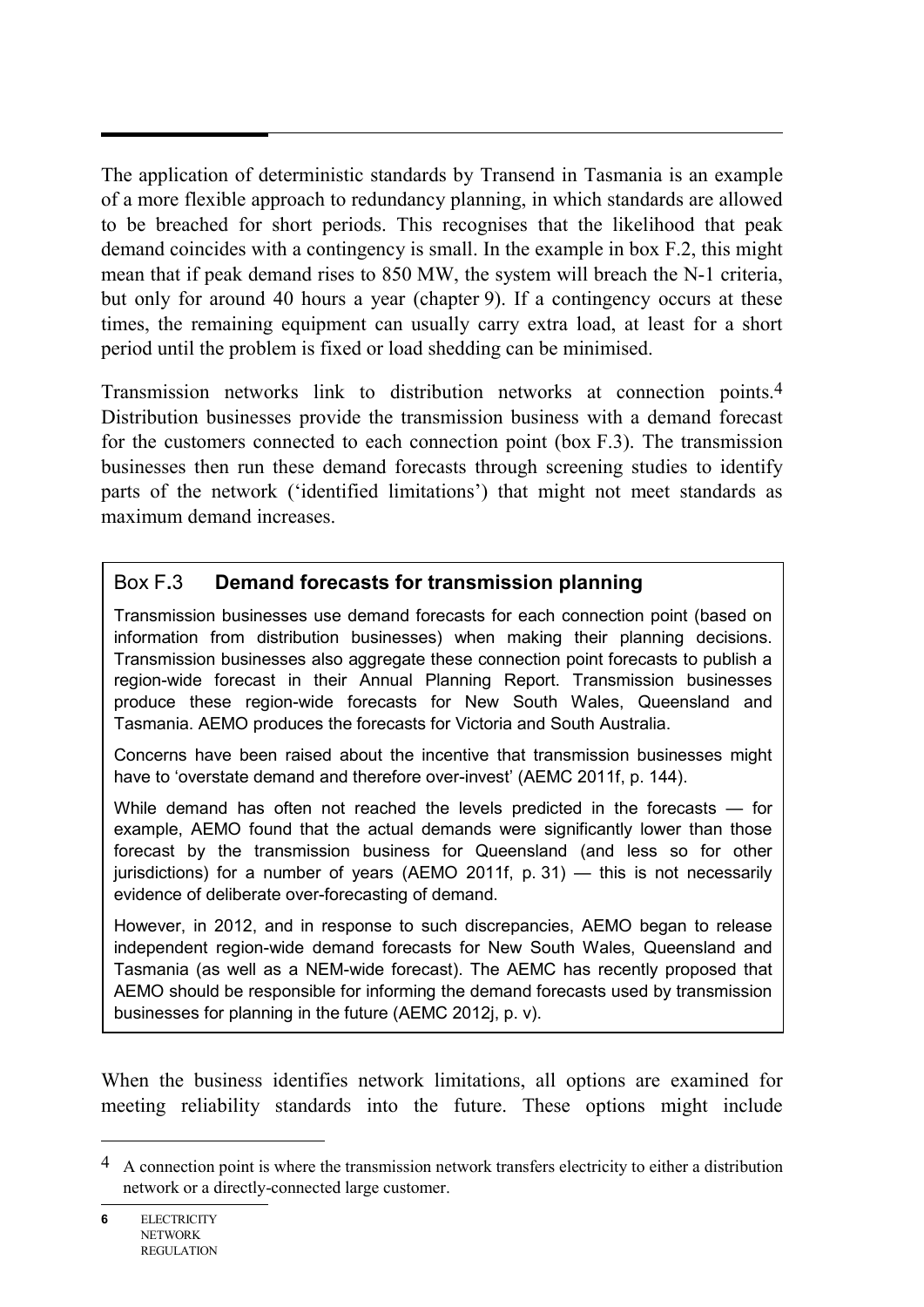The application of deterministic standards by Transend in Tasmania is an example of a more flexible approach to redundancy planning, in which standards are allowed to be breached for short periods. This recognises that the likelihood that peak demand coincides with a contingency is small. In the example in box F.2, this might mean that if peak demand rises to 850 MW, the system will breach the N-1 criteria, but only for around 40 hours a year (chapter 9). If a contingency occurs at these times, the remaining equipment can usually carry extra load, at least for a short period until the problem is fixed or load shedding can be minimised.

Transmission networks link to distribution networks at connection points.[4] Distribution businesses provide the transmission business with a demand forecast for the customers connected to each connection point (box F.3). The transmission businesses then run these demand forecasts through screening studies to identify parts of the network ('identified limitations') that might not meet standards as maximum demand increases.

### Box F.3 **Demand forecasts for transmission planning**

Transmission businesses use demand forecasts for each connection point (based on information from distribution businesses) when making their planning decisions. Transmission businesses also aggregate these connection point forecasts to publish a region-wide forecast in their Annual Planning Report. Transmission businesses produce these region-wide forecasts for New South Wales, Queensland and Tasmania. AEMO produces the forecasts for Victoria and South Australia.

Concerns have been raised about the incentive that transmission businesses might have to 'overstate demand and therefore over-invest' (AEMC 2011f, p. 144).

While demand has often not reached the levels predicted in the forecasts — for example, AEMO found that the actual demands were significantly lower than those forecast by the transmission business for Queensland (and less so for other jurisdictions) for a number of years (AEMO 2011f, p. 31) — this is not necessarily evidence of deliberate over-forecasting of demand.

However, in 2012, and in response to such discrepancies, AEMO began to release independent region-wide demand forecasts for New South Wales, Queensland and Tasmania (as well as a NEM-wide forecast). The AEMC has recently proposed that AEMO should be responsible for informing the demand forecasts used by transmission businesses for planning in the future (AEMC 2012j, p. v).

When the business identifies network limitations, all options are examined for meeting reliability standards into the future. These options might include

---

[4] A connection point is where the transmission network transfers electricity to either a distribution network or a directly-connected large customer.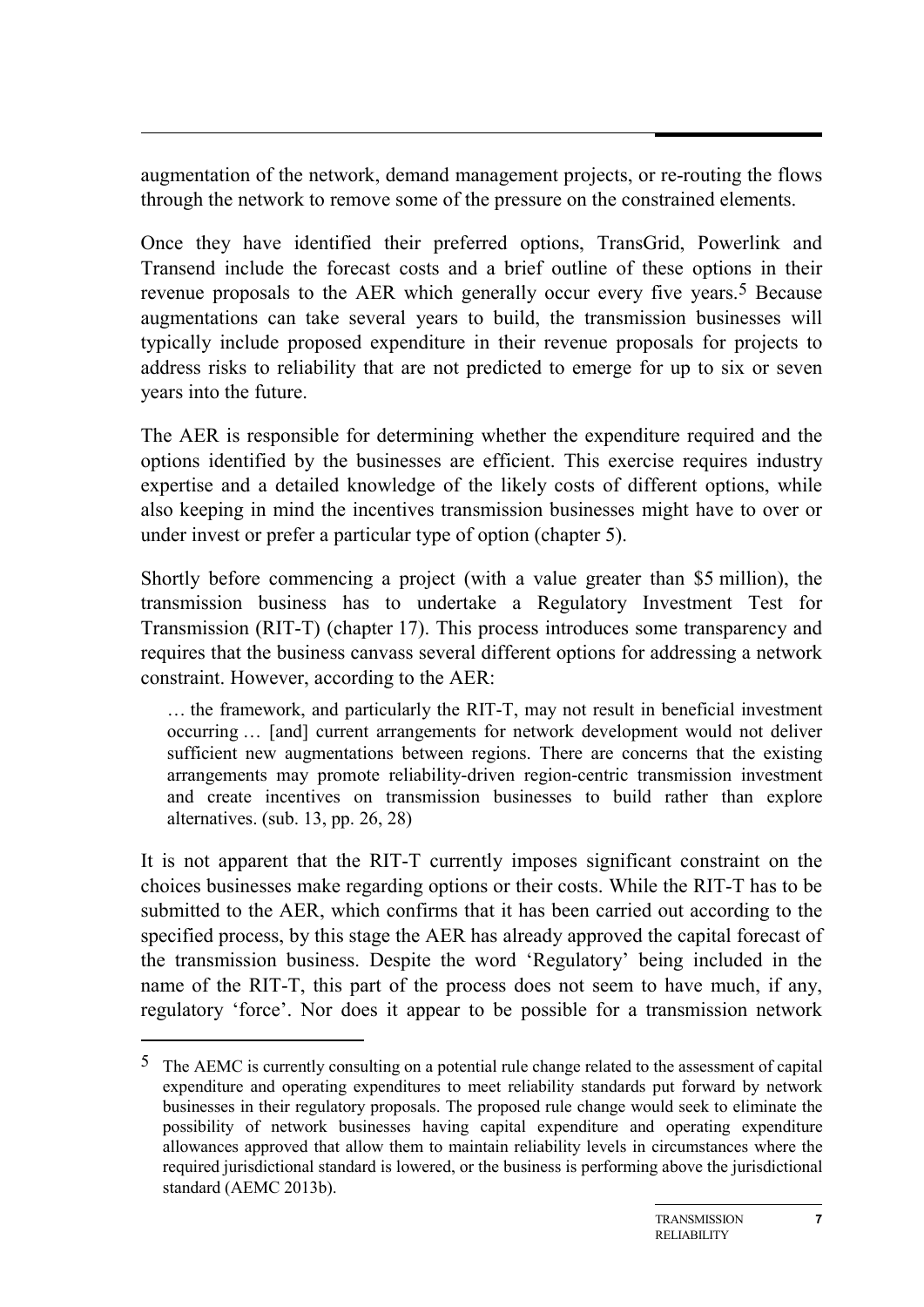augmentation of the network, demand management projects, or re-routing the flows through the network to remove some of the pressure on the constrained elements.

Once they have identified their preferred options, TransGrid, Powerlink and Transend include the forecast costs and a brief outline of these options in their revenue proposals to the AER which generally occur every five years.[5] Because augmentations can take several years to build, the transmission businesses will typically include proposed expenditure in their revenue proposals for projects to address risks to reliability that are not predicted to emerge for up to six or seven years into the future.

The AER is responsible for determining whether the expenditure required and the options identified by the businesses are efficient. This exercise requires industry expertise and a detailed knowledge of the likely costs of different options, while also keeping in mind the incentives transmission businesses might have to over or under invest or prefer a particular type of option (chapter 5).

Shortly before commencing a project (with a value greater than \$5 million), the transmission business has to undertake a Regulatory Investment Test for Transmission (RIT-T) (chapter 17). This process introduces some transparency and requires that the business canvass several different options for addressing a network constraint. However, according to the AER:

> … the framework, and particularly the RIT-T, may not result in beneficial investment occurring … [and] current arrangements for network development would not deliver sufficient new augmentations between regions. There are concerns that the existing arrangements may promote reliability-driven region-centric transmission investment and create incentives on transmission businesses to build rather than explore alternatives. (sub. 13, pp. 26, 28)

It is not apparent that the RIT-T currently imposes significant constraint on the choices businesses make regarding options or their costs. While the RIT-T has to be submitted to the AER, which confirms that it has been carried out according to the specified process, by this stage the AER has already approved the capital forecast of the transmission business. Despite the word 'Regulatory' being included in the name of the RIT-T, this part of the process does not seem to have much, if any, regulatory 'force'. Nor does it appear to be possible for a transmission network

[5] The AEMC is currently consulting on a potential rule change related to the assessment of capital expenditure and operating expenditures to meet reliability standards put forward by network businesses in their regulatory proposals. The proposed rule change would seek to eliminate the possibility of network businesses having capital expenditure and operating expenditure allowances approved that allow them to maintain reliability levels in circumstances where the required jurisdictional standard is lowered, or the business is performing above the jurisdictional standard (AEMC 2013b).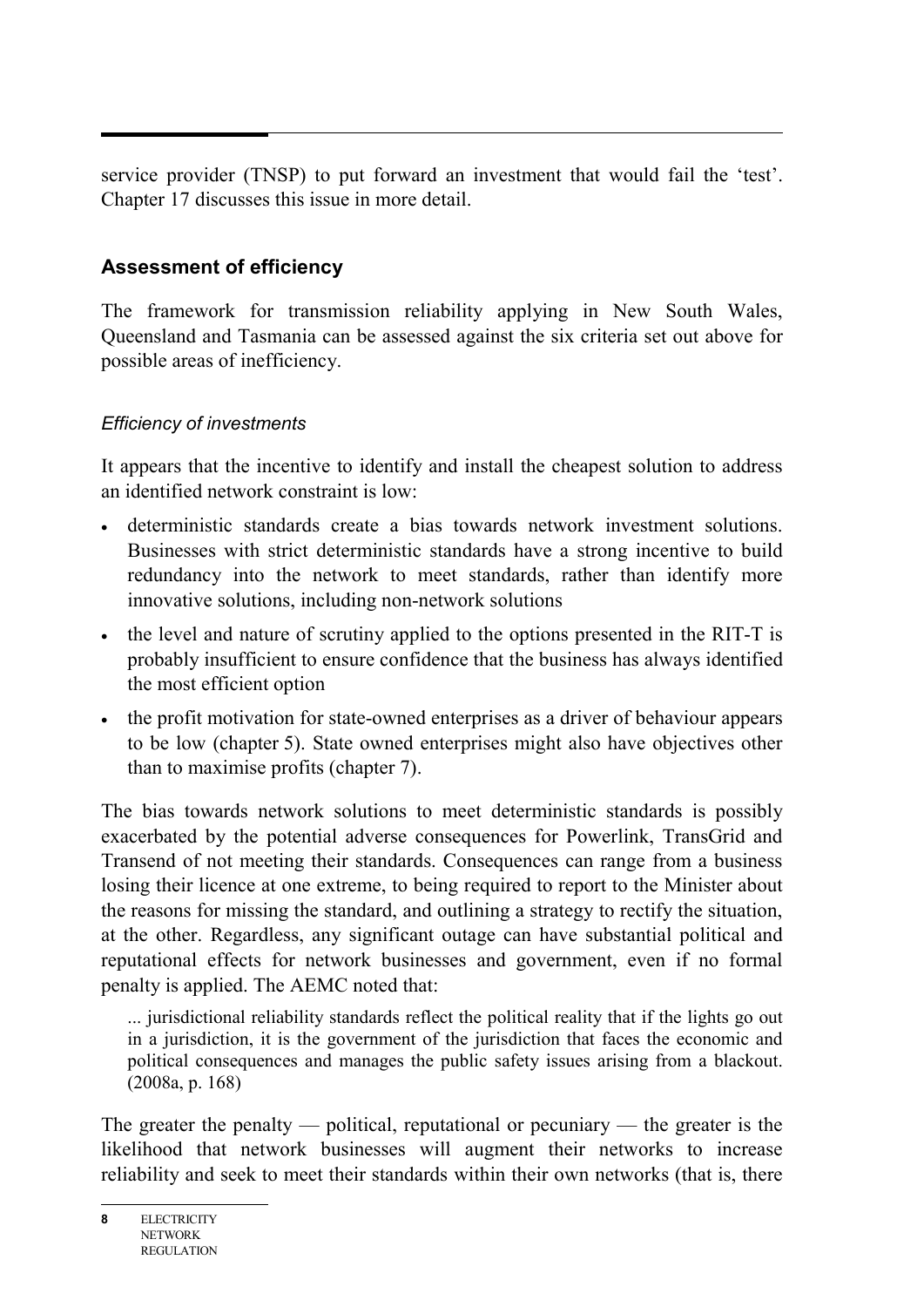service provider (TNSP) to put forward an investment that would fail the 'test'. Chapter 17 discusses this issue in more detail.

## Assessment of efficiency

The framework for transmission reliability applying in New South Wales, Queensland and Tasmania can be assessed against the six criteria set out above for possible areas of inefficiency.

### *Efficiency of investments*

It appears that the incentive to identify and install the cheapest solution to address an identified network constraint is low:

- deterministic standards create a bias towards network investment solutions. Businesses with strict deterministic standards have a strong incentive to build redundancy into the network to meet standards, rather than identify more innovative solutions, including non-network solutions
- the level and nature of scrutiny applied to the options presented in the RIT-T is probably insufficient to ensure confidence that the business has always identified the most efficient option
- the profit motivation for state-owned enterprises as a driver of behaviour appears to be low (chapter 5). State owned enterprises might also have objectives other than to maximise profits (chapter 7).

The bias towards network solutions to meet deterministic standards is possibly exacerbated by the potential adverse consequences for Powerlink, TransGrid and Transend of not meeting their standards. Consequences can range from a business losing their licence at one extreme, to being required to report to the Minister about the reasons for missing the standard, and outlining a strategy to rectify the situation, at the other. Regardless, any significant outage can have substantial political and reputational effects for network businesses and government, even if no formal penalty is applied. The AEMC noted that:

> ... jurisdictional reliability standards reflect the political reality that if the lights go out in a jurisdiction, it is the government of the jurisdiction that faces the economic and political consequences and manages the public safety issues arising from a blackout. (2008a, p. 168)

The greater the penalty — political, reputational or pecuniary — the greater is the likelihood that network businesses will augment their networks to increase reliability and seek to meet their standards within their own networks (that is, there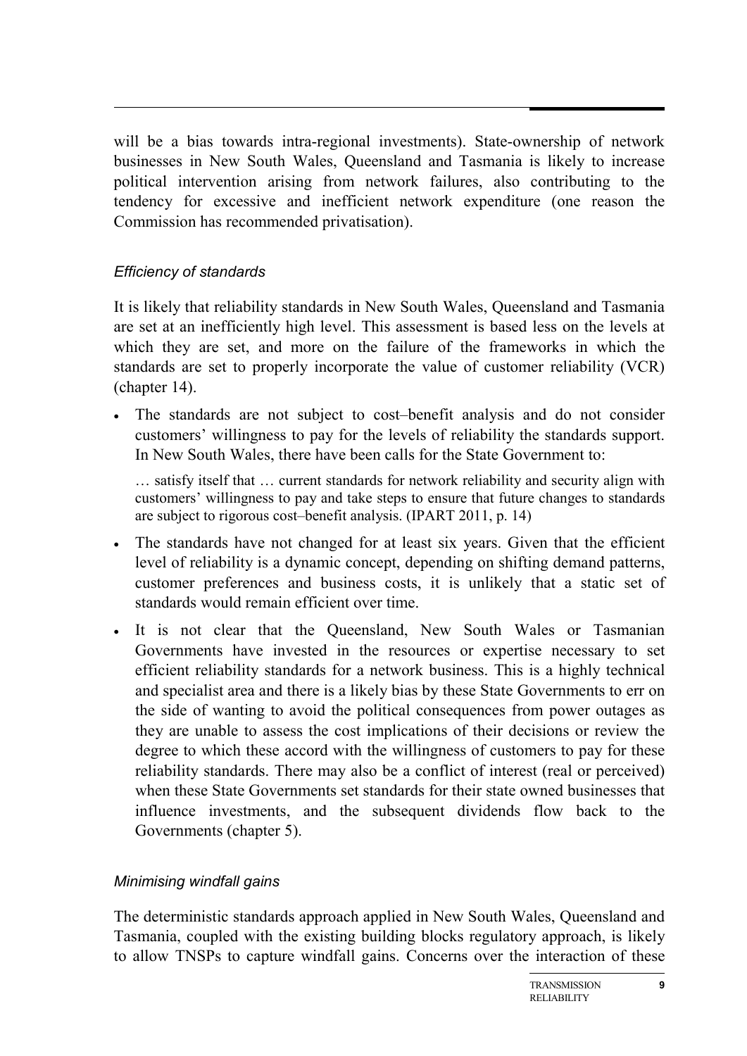will be a bias towards intra-regional investments). State-ownership of network businesses in New South Wales, Queensland and Tasmania is likely to increase political intervention arising from network failures, also contributing to the tendency for excessive and inefficient network expenditure (one reason the Commission has recommended privatisation).

### *Efficiency of standards*

It is likely that reliability standards in New South Wales, Queensland and Tasmania are set at an inefficiently high level. This assessment is based less on the levels at which they are set, and more on the failure of the frameworks in which the standards are set to properly incorporate the value of customer reliability (VCR) (chapter 14).

- The standards are not subject to cost–benefit analysis and do not consider customers' willingness to pay for the levels of reliability the standards support. In New South Wales, there have been calls for the State Government to:

  > … satisfy itself that … current standards for network reliability and security align with customers' willingness to pay and take steps to ensure that future changes to standards are subject to rigorous cost–benefit analysis. (IPART 2011, p. 14)

- The standards have not changed for at least six years. Given that the efficient level of reliability is a dynamic concept, depending on shifting demand patterns, customer preferences and business costs, it is unlikely that a static set of standards would remain efficient over time.
- It is not clear that the Queensland, New South Wales or Tasmanian Governments have invested in the resources or expertise necessary to set efficient reliability standards for a network business. This is a highly technical and specialist area and there is a likely bias by these State Governments to err on the side of wanting to avoid the political consequences from power outages as they are unable to assess the cost implications of their decisions or review the degree to which these accord with the willingness of customers to pay for these reliability standards. There may also be a conflict of interest (real or perceived) when these State Governments set standards for their state owned businesses that influence investments, and the subsequent dividends flow back to the Governments (chapter 5).

### *Minimising windfall gains*

The deterministic standards approach applied in New South Wales, Queensland and Tasmania, coupled with the existing building blocks regulatory approach, is likely to allow TNSPs to capture windfall gains. Concerns over the interaction of these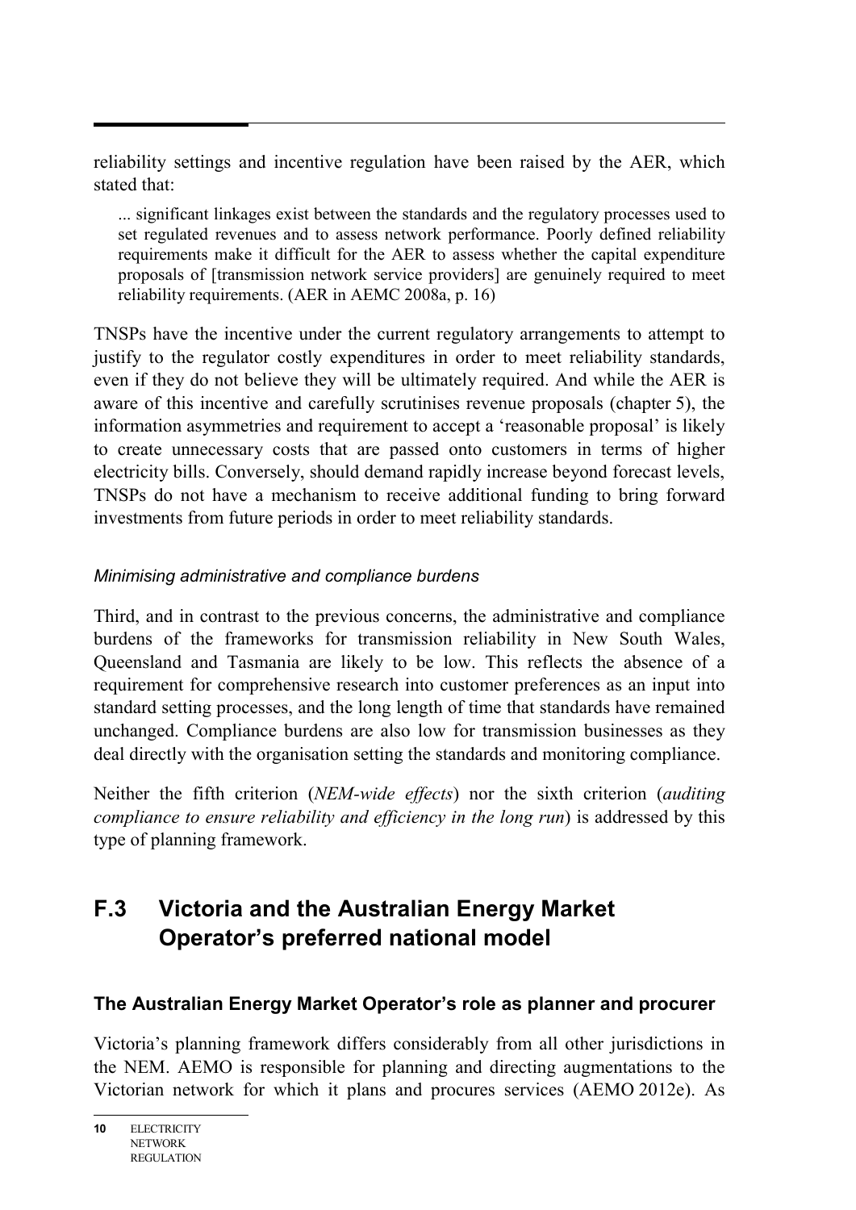reliability settings and incentive regulation have been raised by the AER, which stated that:

> ... significant linkages exist between the standards and the regulatory processes used to set regulated revenues and to assess network performance. Poorly defined reliability requirements make it difficult for the AER to assess whether the capital expenditure proposals of [transmission network service providers] are genuinely required to meet reliability requirements. (AER in AEMC 2008a, p. 16)

TNSPs have the incentive under the current regulatory arrangements to attempt to justify to the regulator costly expenditures in order to meet reliability standards, even if they do not believe they will be ultimately required. And while the AER is aware of this incentive and carefully scrutinises revenue proposals (chapter 5), the information asymmetries and requirement to accept a 'reasonable proposal' is likely to create unnecessary costs that are passed onto customers in terms of higher electricity bills. Conversely, should demand rapidly increase beyond forecast levels, TNSPs do not have a mechanism to receive additional funding to bring forward investments from future periods in order to meet reliability standards.

*Minimising administrative and compliance burdens*

Third, and in contrast to the previous concerns, the administrative and compliance burdens of the frameworks for transmission reliability in New South Wales, Queensland and Tasmania are likely to be low. This reflects the absence of a requirement for comprehensive research into customer preferences as an input into standard setting processes, and the long length of time that standards have remained unchanged. Compliance burdens are also low for transmission businesses as they deal directly with the organisation setting the standards and monitoring compliance.

Neither the fifth criterion (*NEM-wide effects*) nor the sixth criterion (*auditing compliance to ensure reliability and efficiency in the long run*) is addressed by this type of planning framework.

## F.3 Victoria and the Australian Energy Market Operator's preferred national model

### The Australian Energy Market Operator's role as planner and procurer

Victoria's planning framework differs considerably from all other jurisdictions in the NEM. AEMO is responsible for planning and directing augmentations to the Victorian network for which it plans and procures services (AEMO 2012e). As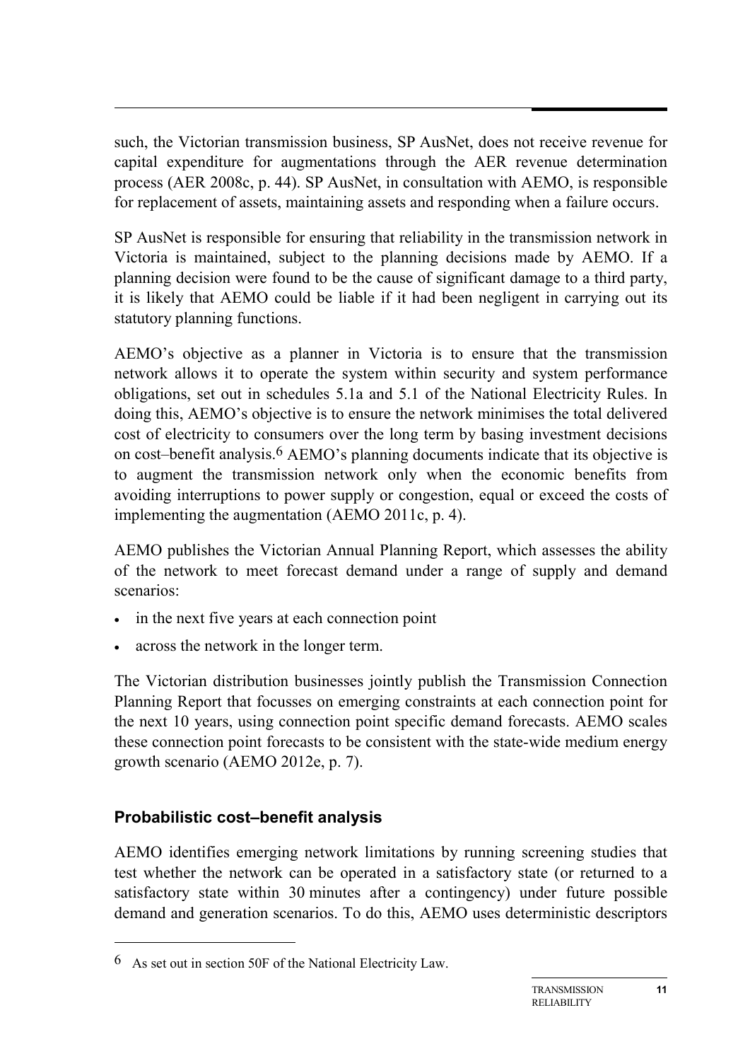such, the Victorian transmission business, SP AusNet, does not receive revenue for capital expenditure for augmentations through the AER revenue determination process (AER 2008c, p. 44). SP AusNet, in consultation with AEMO, is responsible for replacement of assets, maintaining assets and responding when a failure occurs.

SP AusNet is responsible for ensuring that reliability in the transmission network in Victoria is maintained, subject to the planning decisions made by AEMO. If a planning decision were found to be the cause of significant damage to a third party, it is likely that AEMO could be liable if it had been negligent in carrying out its statutory planning functions.

AEMO's objective as a planner in Victoria is to ensure that the transmission network allows it to operate the system within security and system performance obligations, set out in schedules 5.1a and 5.1 of the National Electricity Rules. In doing this, AEMO's objective is to ensure the network minimises the total delivered cost of electricity to consumers over the long term by basing investment decisions on cost–benefit analysis.[6] AEMO's planning documents indicate that its objective is to augment the transmission network only when the economic benefits from avoiding interruptions to power supply or congestion, equal or exceed the costs of implementing the augmentation (AEMO 2011c, p. 4).

AEMO publishes the Victorian Annual Planning Report, which assesses the ability of the network to meet forecast demand under a range of supply and demand scenarios:

- in the next five years at each connection point
- across the network in the longer term.

The Victorian distribution businesses jointly publish the Transmission Connection Planning Report that focusses on emerging constraints at each connection point for the next 10 years, using connection point specific demand forecasts. AEMO scales these connection point forecasts to be consistent with the state-wide medium energy growth scenario (AEMO 2012e, p. 7).

### Probabilistic cost–benefit analysis

AEMO identifies emerging network limitations by running screening studies that test whether the network can be operated in a satisfactory state (or returned to a satisfactory state within 30 minutes after a contingency) under future possible demand and generation scenarios. To do this, AEMO uses deterministic descriptors

---

[6] As set out in section 50F of the National Electricity Law.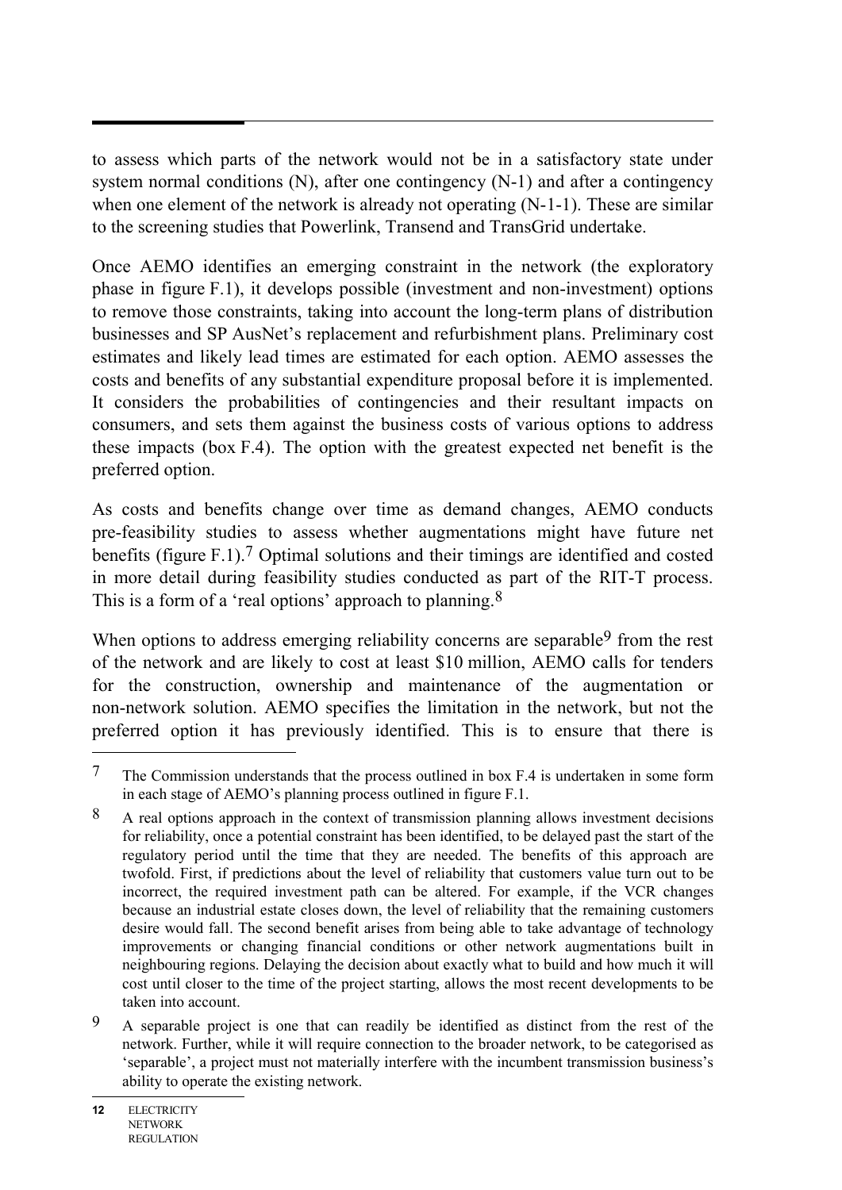to assess which parts of the network would not be in a satisfactory state under system normal conditions (N), after one contingency (N-1) and after a contingency when one element of the network is already not operating (N-1-1). These are similar to the screening studies that Powerlink, Transend and TransGrid undertake.

Once AEMO identifies an emerging constraint in the network (the exploratory phase in figure F.1), it develops possible (investment and non-investment) options to remove those constraints, taking into account the long-term plans of distribution businesses and SP AusNet's replacement and refurbishment plans. Preliminary cost estimates and likely lead times are estimated for each option. AEMO assesses the costs and benefits of any substantial expenditure proposal before it is implemented. It considers the probabilities of contingencies and their resultant impacts on consumers, and sets them against the business costs of various options to address these impacts (box F.4). The option with the greatest expected net benefit is the preferred option.

As costs and benefits change over time as demand changes, AEMO conducts pre-feasibility studies to assess whether augmentations might have future net benefits (figure F.1).[7] Optimal solutions and their timings are identified and costed in more detail during feasibility studies conducted as part of the RIT-T process. This is a form of a 'real options' approach to planning.[8]

When options to address emerging reliability concerns are separable[9] from the rest of the network and are likely to cost at least $10 million, AEMO calls for tenders for the construction, ownership and maintenance of the augmentation or non-network solution. AEMO specifies the limitation in the network, but not the preferred option it has previously identified. This is to ensure that there is

---

[7] The Commission understands that the process outlined in box F.4 is undertaken in some form in each stage of AEMO's planning process outlined in figure F.1.

[8] A real options approach in the context of transmission planning allows investment decisions for reliability, once a potential constraint has been identified, to be delayed past the start of the regulatory period until the time that they are needed. The benefits of this approach are twofold. First, if predictions about the level of reliability that customers value turn out to be incorrect, the required investment path can be altered. For example, if the VCR changes because an industrial estate closes down, the level of reliability that the remaining customers desire would fall. The second benefit arises from being able to take advantage of technology improvements or changing financial conditions or other network augmentations built in neighbouring regions. Delaying the decision about exactly what to build and how much it will cost until closer to the time of the project starting, allows the most recent developments to be taken into account.

[9] A separable project is one that can readily be identified as distinct from the rest of the network. Further, while it will require connection to the broader network, to be categorised as 'separable', a project must not materially interfere with the incumbent transmission business's ability to operate the existing network.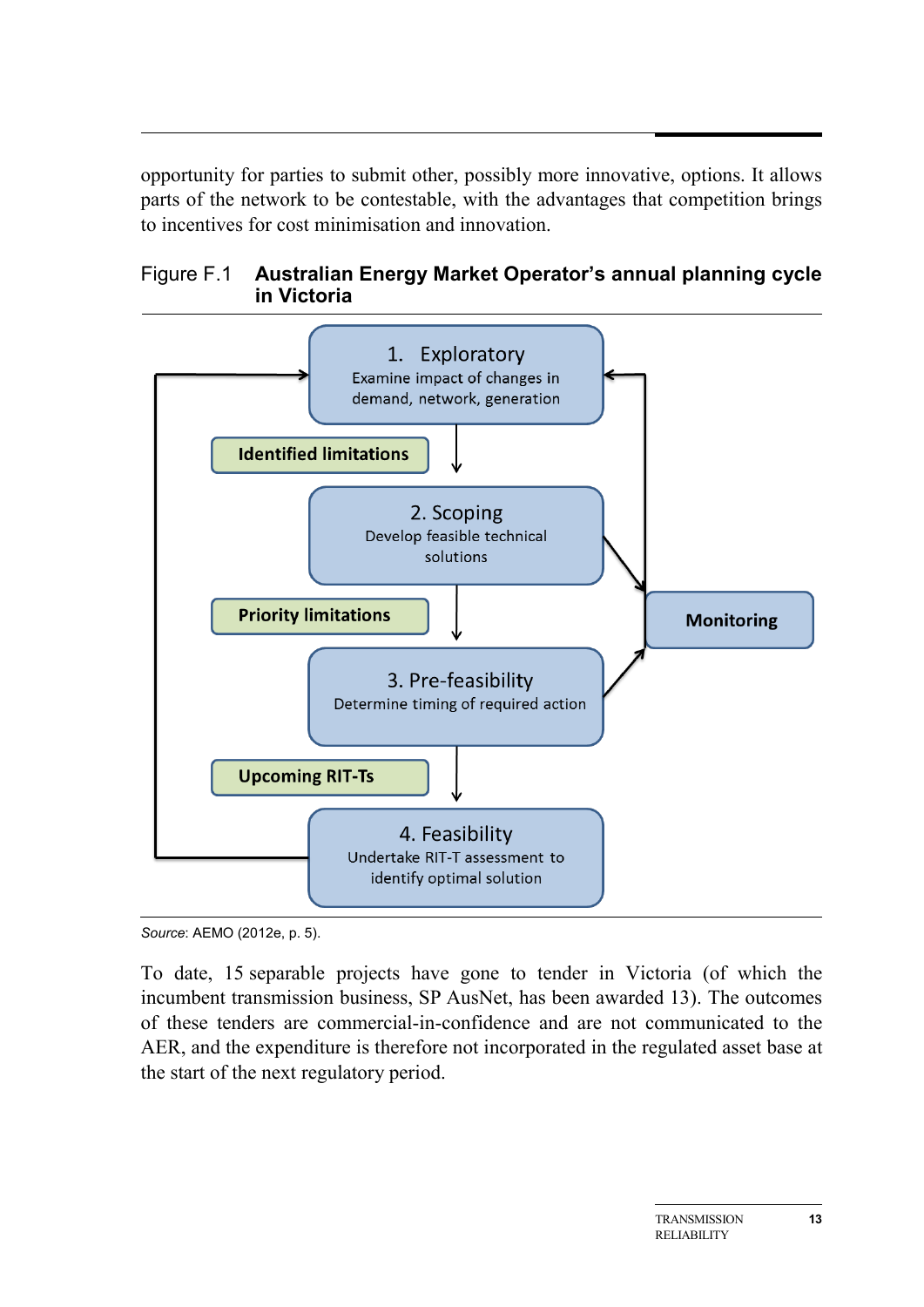opportunity for parties to submit other, possibly more innovative, options. It allows parts of the network to be contestable, with the advantages that competition brings to incentives for cost minimisation and innovation.

Figure F.1 **Australian Energy Market Operator's annual planning cycle in Victoria**

1. Exploratory
Examine impact of changes in demand, network, generation

Identified limitations

2. Scoping
Develop feasible technical solutions

Priority limitations

3. Pre-feasibility
Determine timing of required action

Upcoming RIT-Ts

4. Feasibility
Undertake RIT-T assessment to identify optimal solution

Monitoring

*Source*: AEMO (2012e, p. 5).

To date, 15 separable projects have gone to tender in Victoria (of which the incumbent transmission business, SP AusNet, has been awarded 13). The outcomes of these tenders are commercial-in-confidence and are not communicated to the AER, and the expenditure is therefore not incorporated in the regulated asset base at the start of the next regulatory period.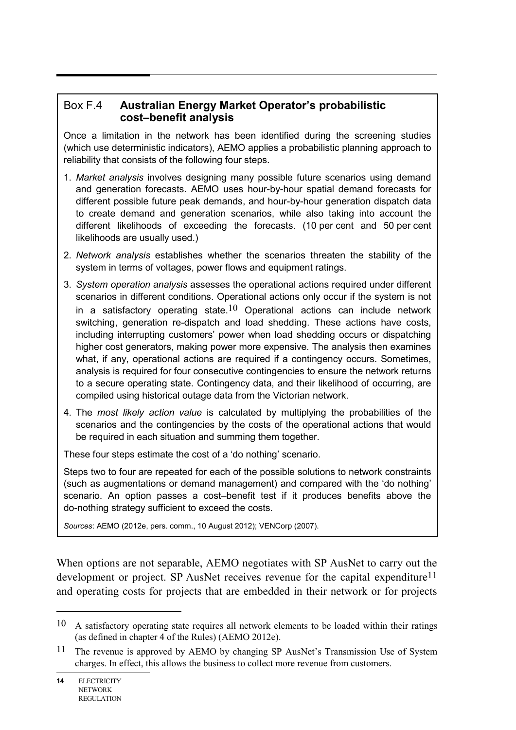### Box F.4 **Australian Energy Market Operator's probabilistic cost–benefit analysis**

Once a limitation in the network has been identified during the screening studies (which use deterministic indicators), AEMO applies a probabilistic planning approach to reliability that consists of the following four steps.

1. *Market analysis* involves designing many possible future scenarios using demand and generation forecasts. AEMO uses hour-by-hour spatial demand forecasts for different possible future peak demands, and hour-by-hour generation dispatch data to create demand and generation scenarios, while also taking into account the different likelihoods of exceeding the forecasts. (10 per cent and 50 per cent likelihoods are usually used.)
2. *Network analysis* establishes whether the scenarios threaten the stability of the system in terms of voltages, power flows and equipment ratings.
3. *System operation analysis* assesses the operational actions required under different scenarios in different conditions. Operational actions only occur if the system is not in a satisfactory operating state.[10] Operational actions can include network switching, generation re-dispatch and load shedding. These actions have costs, including interrupting customers' power when load shedding occurs or dispatching higher cost generators, making power more expensive. The analysis then examines what, if any, operational actions are required if a contingency occurs. Sometimes, analysis is required for four consecutive contingencies to ensure the network returns to a secure operating state. Contingency data, and their likelihood of occurring, are compiled using historical outage data from the Victorian network.
4. The *most likely action value* is calculated by multiplying the probabilities of the scenarios and the contingencies by the costs of the operational actions that would be required in each situation and summing them together.

These four steps estimate the cost of a 'do nothing' scenario.

Steps two to four are repeated for each of the possible solutions to network constraints (such as augmentations or demand management) and compared with the 'do nothing' scenario. An option passes a cost–benefit test if it produces benefits above the do-nothing strategy sufficient to exceed the costs.

*Sources*: AEMO (2012e, pers. comm., 10 August 2012); VENCorp (2007).

When options are not separable, AEMO negotiates with SP AusNet to carry out the development or project. SP AusNet receives revenue for the capital expenditure[11] and operating costs for projects that are embedded in their network or for projects

---

[10] A satisfactory operating state requires all network elements to be loaded within their ratings (as defined in chapter 4 of the Rules) (AEMO 2012e).

[11] The revenue is approved by AEMO by changing SP AusNet's Transmission Use of System charges. In effect, this allows the business to collect more revenue from customers.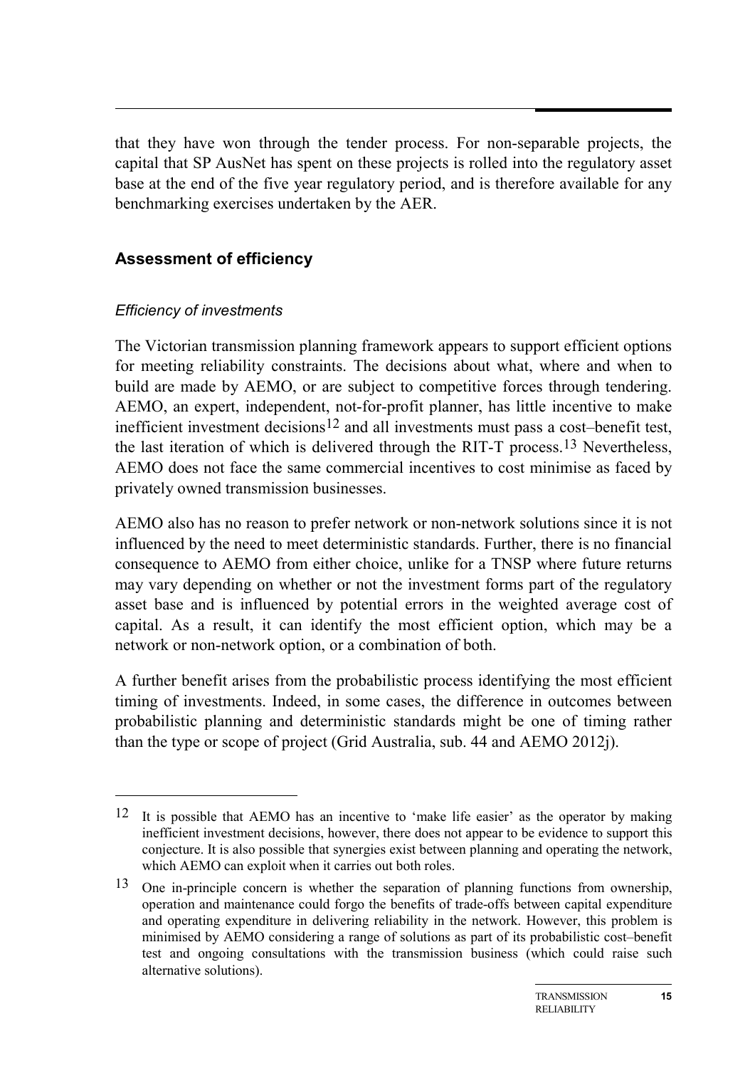that they have won through the tender process. For non-separable projects, the capital that SP AusNet has spent on these projects is rolled into the regulatory asset base at the end of the five year regulatory period, and is therefore available for any benchmarking exercises undertaken by the AER.

### Assessment of efficiency

*Efficiency of investments*

The Victorian transmission planning framework appears to support efficient options for meeting reliability constraints. The decisions about what, where and when to build are made by AEMO, or are subject to competitive forces through tendering. AEMO, an expert, independent, not-for-profit planner, has little incentive to make inefficient investment decisions[12] and all investments must pass a cost–benefit test, the last iteration of which is delivered through the RIT-T process.[13] Nevertheless, AEMO does not face the same commercial incentives to cost minimise as faced by privately owned transmission businesses.

AEMO also has no reason to prefer network or non-network solutions since it is not influenced by the need to meet deterministic standards. Further, there is no financial consequence to AEMO from either choice, unlike for a TNSP where future returns may vary depending on whether or not the investment forms part of the regulatory asset base and is influenced by potential errors in the weighted average cost of capital. As a result, it can identify the most efficient option, which may be a network or non-network option, or a combination of both.

A further benefit arises from the probabilistic process identifying the most efficient timing of investments. Indeed, in some cases, the difference in outcomes between probabilistic planning and deterministic standards might be one of timing rather than the type or scope of project (Grid Australia, sub. 44 and AEMO 2012j).

---

[12] It is possible that AEMO has an incentive to 'make life easier' as the operator by making inefficient investment decisions, however, there does not appear to be evidence to support this conjecture. It is also possible that synergies exist between planning and operating the network, which AEMO can exploit when it carries out both roles.

[13] One in-principle concern is whether the separation of planning functions from ownership, operation and maintenance could forgo the benefits of trade-offs between capital expenditure and operating expenditure in delivering reliability in the network. However, this problem is minimised by AEMO considering a range of solutions as part of its probabilistic cost–benefit test and ongoing consultations with the transmission business (which could raise such alternative solutions).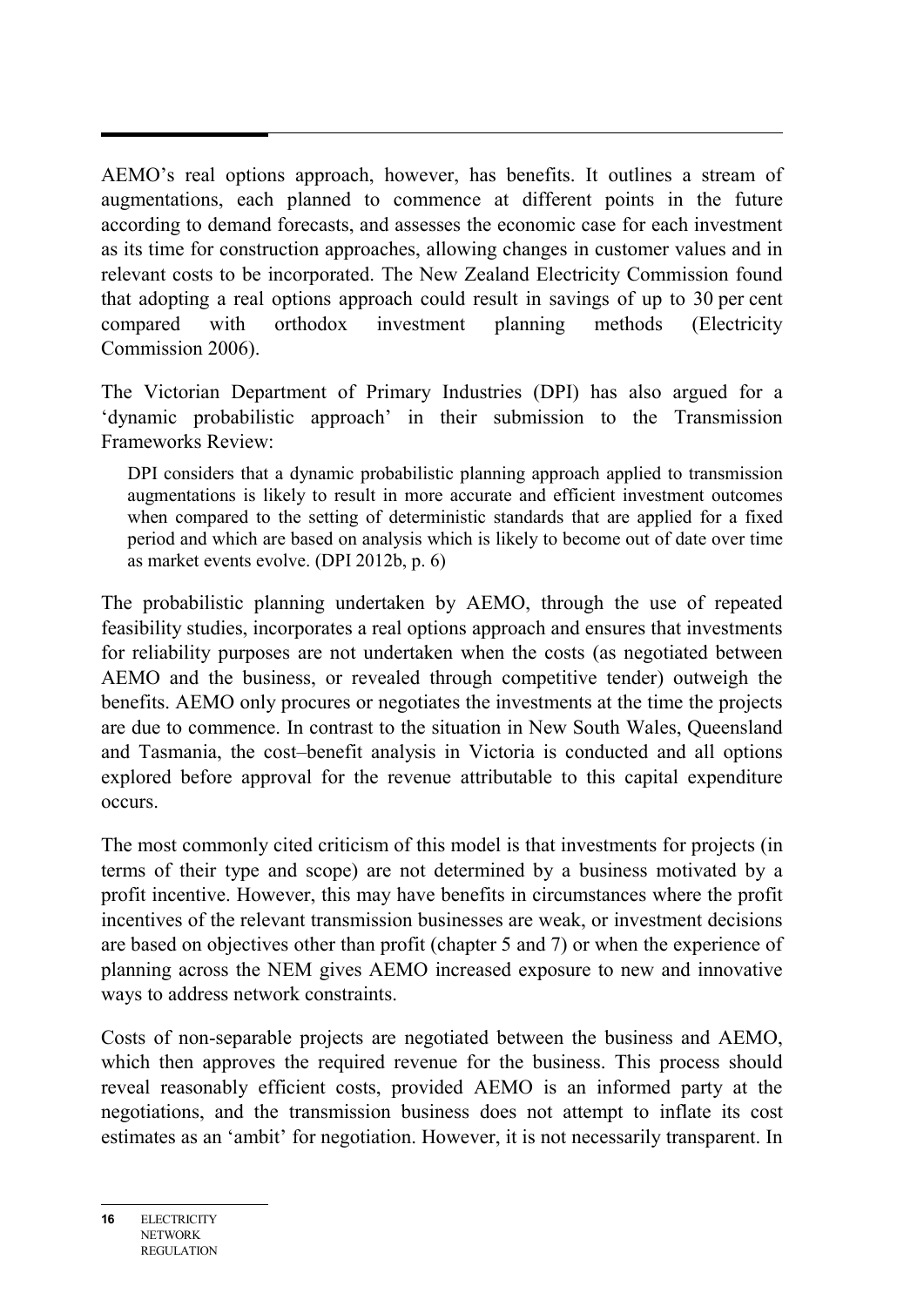AEMO's real options approach, however, has benefits. It outlines a stream of augmentations, each planned to commence at different points in the future according to demand forecasts, and assesses the economic case for each investment as its time for construction approaches, allowing changes in customer values and in relevant costs to be incorporated. The New Zealand Electricity Commission found that adopting a real options approach could result in savings of up to 30 per cent compared with orthodox investment planning methods (Electricity Commission 2006).

The Victorian Department of Primary Industries (DPI) has also argued for a 'dynamic probabilistic approach' in their submission to the Transmission Frameworks Review:

> DPI considers that a dynamic probabilistic planning approach applied to transmission augmentations is likely to result in more accurate and efficient investment outcomes when compared to the setting of deterministic standards that are applied for a fixed period and which are based on analysis which is likely to become out of date over time as market events evolve. (DPI 2012b, p. 6)

The probabilistic planning undertaken by AEMO, through the use of repeated feasibility studies, incorporates a real options approach and ensures that investments for reliability purposes are not undertaken when the costs (as negotiated between AEMO and the business, or revealed through competitive tender) outweigh the benefits. AEMO only procures or negotiates the investments at the time the projects are due to commence. In contrast to the situation in New South Wales, Queensland and Tasmania, the cost–benefit analysis in Victoria is conducted and all options explored before approval for the revenue attributable to this capital expenditure occurs.

The most commonly cited criticism of this model is that investments for projects (in terms of their type and scope) are not determined by a business motivated by a profit incentive. However, this may have benefits in circumstances where the profit incentives of the relevant transmission businesses are weak, or investment decisions are based on objectives other than profit (chapter 5 and 7) or when the experience of planning across the NEM gives AEMO increased exposure to new and innovative ways to address network constraints.

Costs of non-separable projects are negotiated between the business and AEMO, which then approves the required revenue for the business. This process should reveal reasonably efficient costs, provided AEMO is an informed party at the negotiations, and the transmission business does not attempt to inflate its cost estimates as an 'ambit' for negotiation. However, it is not necessarily transparent. In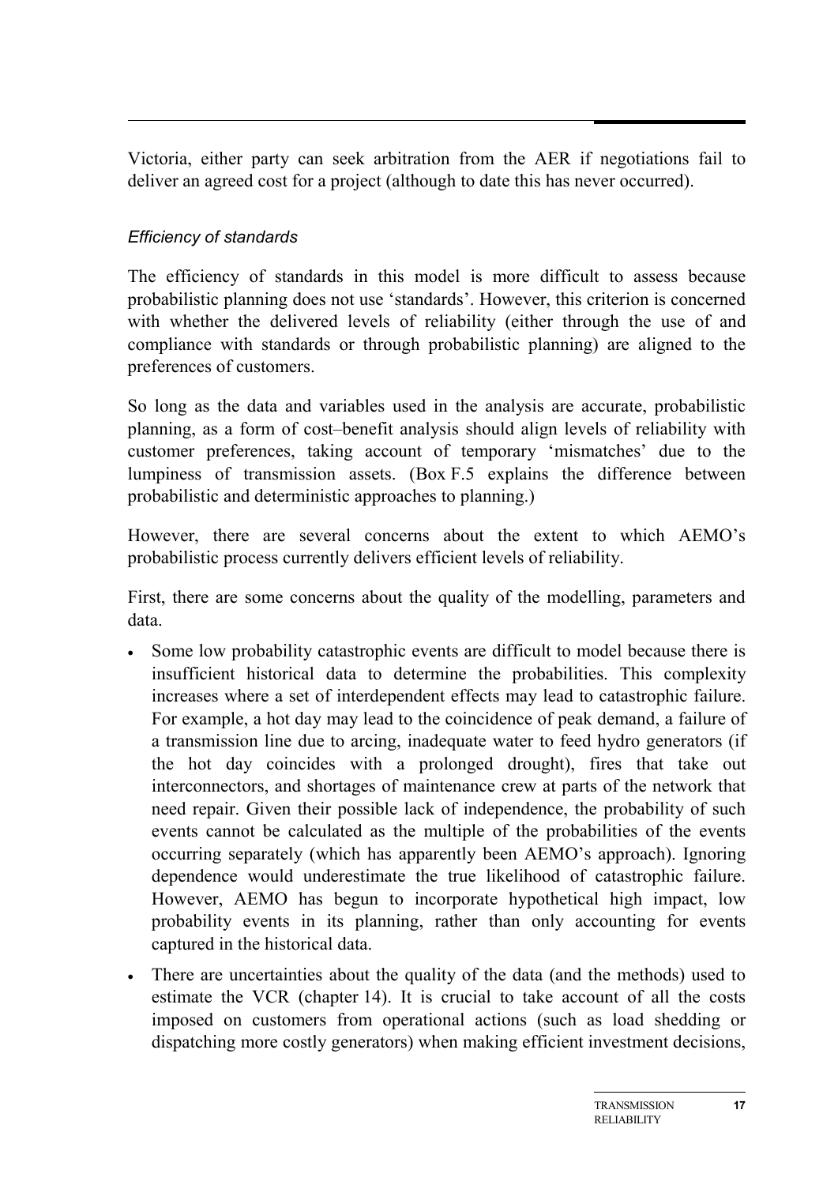Victoria, either party can seek arbitration from the AER if negotiations fail to deliver an agreed cost for a project (although to date this has never occurred).

*Efficiency of standards*

The efficiency of standards in this model is more difficult to assess because probabilistic planning does not use 'standards'. However, this criterion is concerned with whether the delivered levels of reliability (either through the use of and compliance with standards or through probabilistic planning) are aligned to the preferences of customers.

So long as the data and variables used in the analysis are accurate, probabilistic planning, as a form of cost–benefit analysis should align levels of reliability with customer preferences, taking account of temporary 'mismatches' due to the lumpiness of transmission assets. (Box F.5 explains the difference between probabilistic and deterministic approaches to planning.)

However, there are several concerns about the extent to which AEMO's probabilistic process currently delivers efficient levels of reliability.

First, there are some concerns about the quality of the modelling, parameters and data.

- Some low probability catastrophic events are difficult to model because there is insufficient historical data to determine the probabilities. This complexity increases where a set of interdependent effects may lead to catastrophic failure. For example, a hot day may lead to the coincidence of peak demand, a failure of a transmission line due to arcing, inadequate water to feed hydro generators (if the hot day coincides with a prolonged drought), fires that take out interconnectors, and shortages of maintenance crew at parts of the network that need repair. Given their possible lack of independence, the probability of such events cannot be calculated as the multiple of the probabilities of the events occurring separately (which has apparently been AEMO's approach). Ignoring dependence would underestimate the true likelihood of catastrophic failure. However, AEMO has begun to incorporate hypothetical high impact, low probability events in its planning, rather than only accounting for events captured in the historical data.
- There are uncertainties about the quality of the data (and the methods) used to estimate the VCR (chapter 14). It is crucial to take account of all the costs imposed on customers from operational actions (such as load shedding or dispatching more costly generators) when making efficient investment decisions,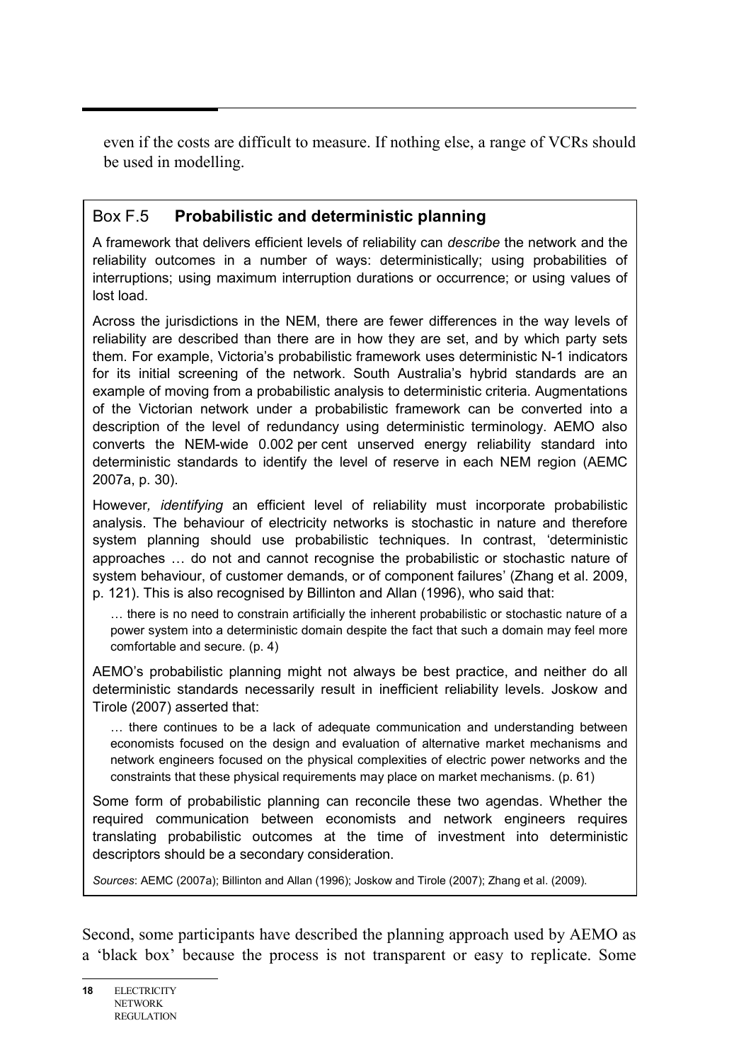even if the costs are difficult to measure. If nothing else, a range of VCRs should be used in modelling.

### Box F.5 **Probabilistic and deterministic planning**

A framework that delivers efficient levels of reliability can *describe* the network and the reliability outcomes in a number of ways: deterministically; using probabilities of interruptions; using maximum interruption durations or occurrence; or using values of lost load.

Across the jurisdictions in the NEM, there are fewer differences in the way levels of reliability are described than there are in how they are set, and by which party sets them. For example, Victoria's probabilistic framework uses deterministic N-1 indicators for its initial screening of the network. South Australia's hybrid standards are an example of moving from a probabilistic analysis to deterministic criteria. Augmentations of the Victorian network under a probabilistic framework can be converted into a description of the level of redundancy using deterministic terminology. AEMO also converts the NEM-wide 0.002 per cent unserved energy reliability standard into deterministic standards to identify the level of reserve in each NEM region (AEMC 2007a, p. 30).

However*, identifying* an efficient level of reliability must incorporate probabilistic analysis. The behaviour of electricity networks is stochastic in nature and therefore system planning should use probabilistic techniques. In contrast, 'deterministic approaches … do not and cannot recognise the probabilistic or stochastic nature of system behaviour, of customer demands, or of component failures' (Zhang et al. 2009, p. 121). This is also recognised by Billinton and Allan (1996), who said that:

> … there is no need to constrain artificially the inherent probabilistic or stochastic nature of a power system into a deterministic domain despite the fact that such a domain may feel more comfortable and secure. (p. 4)

AEMO's probabilistic planning might not always be best practice, and neither do all deterministic standards necessarily result in inefficient reliability levels. Joskow and Tirole (2007) asserted that:

> … there continues to be a lack of adequate communication and understanding between economists focused on the design and evaluation of alternative market mechanisms and network engineers focused on the physical complexities of electric power networks and the constraints that these physical requirements may place on market mechanisms. (p. 61)

Some form of probabilistic planning can reconcile these two agendas. Whether the required communication between economists and network engineers requires translating probabilistic outcomes at the time of investment into deterministic descriptors should be a secondary consideration.

*Sources*: AEMC (2007a); Billinton and Allan (1996); Joskow and Tirole (2007); Zhang et al. (2009).

Second, some participants have described the planning approach used by AEMO as a 'black box' because the process is not transparent or easy to replicate. Some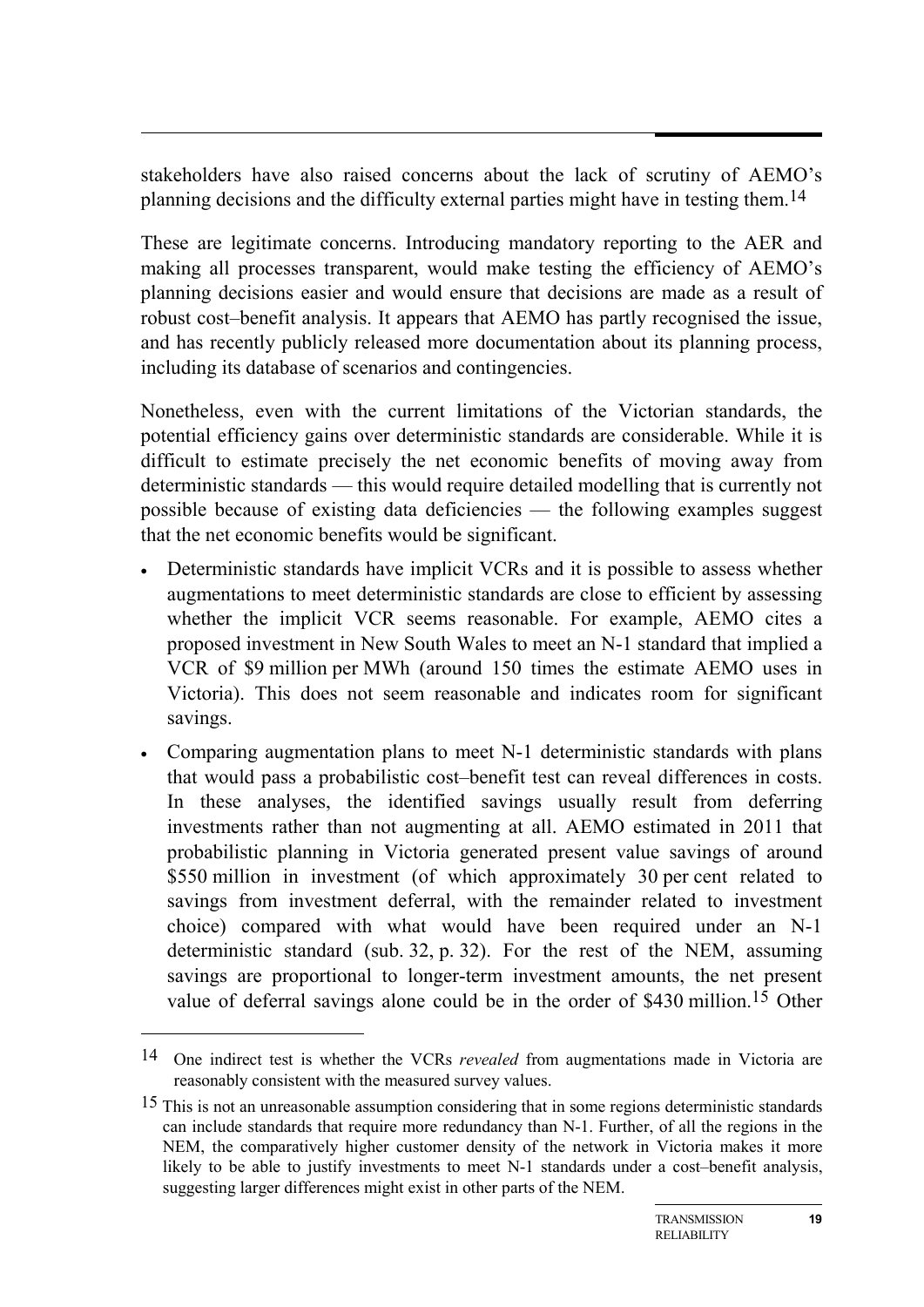stakeholders have also raised concerns about the lack of scrutiny of AEMO's planning decisions and the difficulty external parties might have in testing them.[14]

These are legitimate concerns. Introducing mandatory reporting to the AER and making all processes transparent, would make testing the efficiency of AEMO's planning decisions easier and would ensure that decisions are made as a result of robust cost–benefit analysis. It appears that AEMO has partly recognised the issue, and has recently publicly released more documentation about its planning process, including its database of scenarios and contingencies.

Nonetheless, even with the current limitations of the Victorian standards, the potential efficiency gains over deterministic standards are considerable. While it is difficult to estimate precisely the net economic benefits of moving away from deterministic standards — this would require detailed modelling that is currently not possible because of existing data deficiencies — the following examples suggest that the net economic benefits would be significant.

- Deterministic standards have implicit VCRs and it is possible to assess whether augmentations to meet deterministic standards are close to efficient by assessing whether the implicit VCR seems reasonable. For example, AEMO cites a proposed investment in New South Wales to meet an N-1 standard that implied a VCR of \$9 million per MWh (around 150 times the estimate AEMO uses in Victoria). This does not seem reasonable and indicates room for significant savings.
- Comparing augmentation plans to meet N-1 deterministic standards with plans that would pass a probabilistic cost–benefit test can reveal differences in costs. In these analyses, the identified savings usually result from deferring investments rather than not augmenting at all. AEMO estimated in 2011 that probabilistic planning in Victoria generated present value savings of around \$550 million in investment (of which approximately 30 per cent related to savings from investment deferral, with the remainder related to investment choice) compared with what would have been required under an N-1 deterministic standard (sub. 32, p. 32). For the rest of the NEM, assuming savings are proportional to longer-term investment amounts, the net present value of deferral savings alone could be in the order of \$430 million.[15] Other

[14] One indirect test is whether the VCRs *revealed* from augmentations made in Victoria are reasonably consistent with the measured survey values.

[15] This is not an unreasonable assumption considering that in some regions deterministic standards can include standards that require more redundancy than N-1. Further, of all the regions in the NEM, the comparatively higher customer density of the network in Victoria makes it more likely to be able to justify investments to meet N-1 standards under a cost–benefit analysis, suggesting larger differences might exist in other parts of the NEM.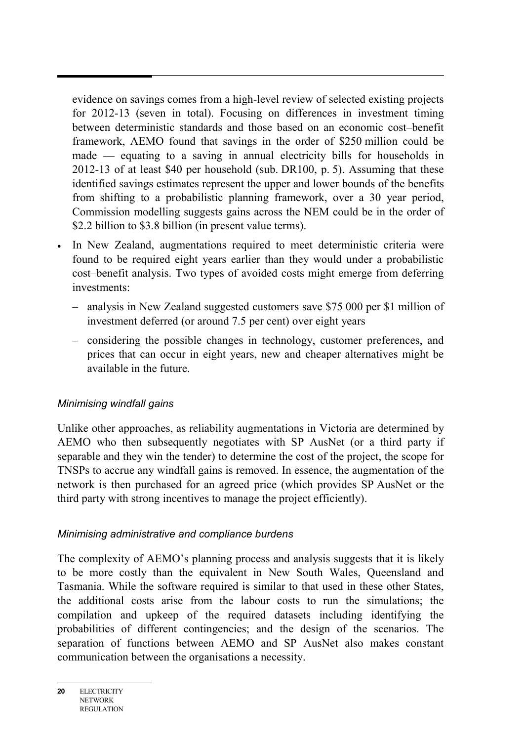evidence on savings comes from a high-level review of selected existing projects for 2012-13 (seven in total). Focusing on differences in investment timing between deterministic standards and those based on an economic cost–benefit framework, AEMO found that savings in the order of $250 million could be made — equating to a saving in annual electricity bills for households in 2012-13 of at least $40 per household (sub. DR100, p. 5). Assuming that these identified savings estimates represent the upper and lower bounds of the benefits from shifting to a probabilistic planning framework, over a 30 year period, Commission modelling suggests gains across the NEM could be in the order of $2.2 billion to $3.8 billion (in present value terms).

- In New Zealand, augmentations required to meet deterministic criteria were found to be required eight years earlier than they would under a probabilistic cost–benefit analysis. Two types of avoided costs might emerge from deferring investments:
  - analysis in New Zealand suggested customers save $75 000 per $1 million of investment deferred (or around 7.5 per cent) over eight years
  - considering the possible changes in technology, customer preferences, and prices that can occur in eight years, new and cheaper alternatives might be available in the future.

*Minimising windfall gains*

Unlike other approaches, as reliability augmentations in Victoria are determined by AEMO who then subsequently negotiates with SP AusNet (or a third party if separable and they win the tender) to determine the cost of the project, the scope for TNSPs to accrue any windfall gains is removed. In essence, the augmentation of the network is then purchased for an agreed price (which provides SP AusNet or the third party with strong incentives to manage the project efficiently).

*Minimising administrative and compliance burdens*

The complexity of AEMO's planning process and analysis suggests that it is likely to be more costly than the equivalent in New South Wales, Queensland and Tasmania. While the software required is similar to that used in these other States, the additional costs arise from the labour costs to run the simulations; the compilation and upkeep of the required datasets including identifying the probabilities of different contingencies; and the design of the scenarios. The separation of functions between AEMO and SP AusNet also makes constant communication between the organisations a necessity.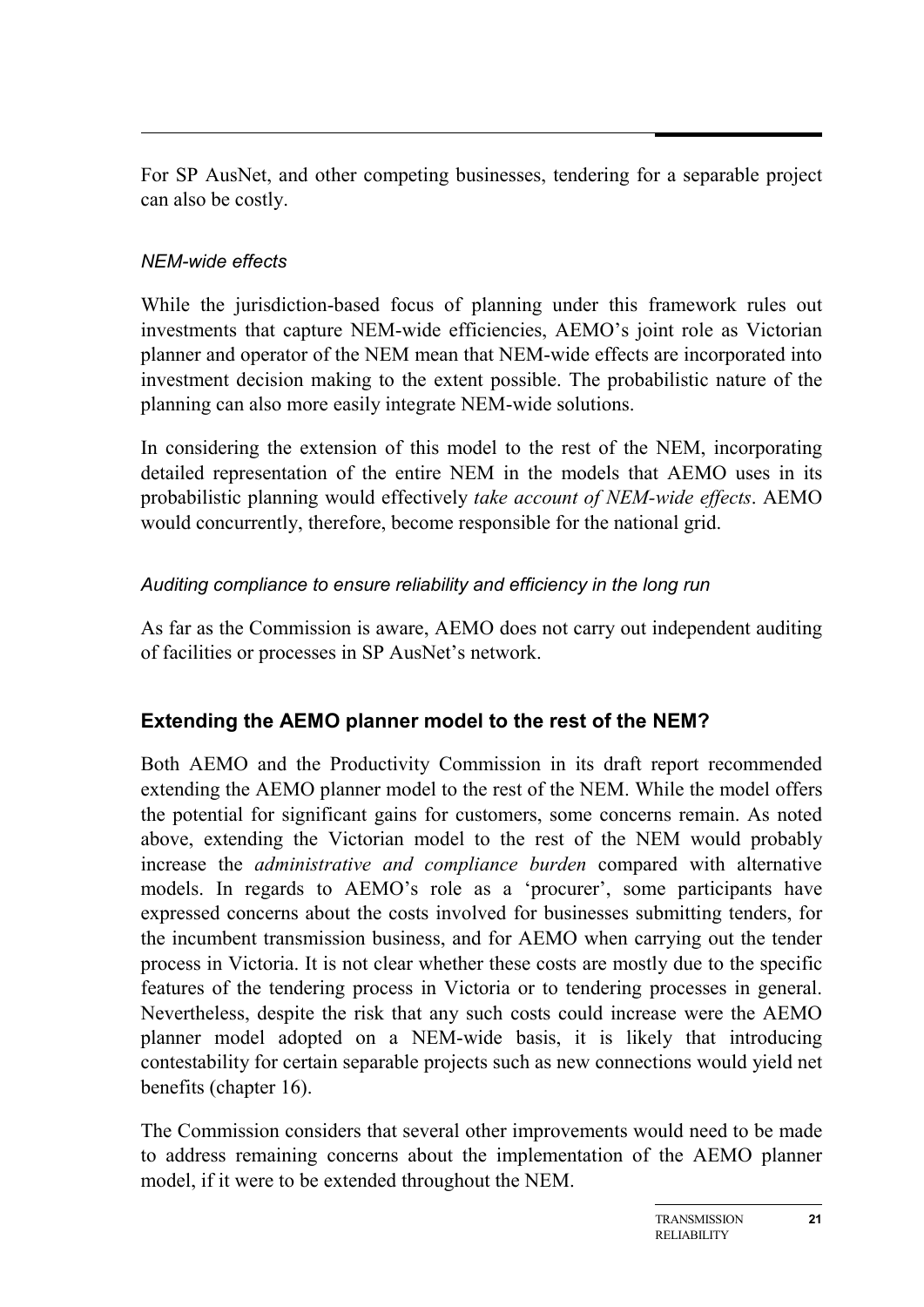For SP AusNet, and other competing businesses, tendering for a separable project can also be costly.

*NEM-wide effects*

While the jurisdiction-based focus of planning under this framework rules out investments that capture NEM-wide efficiencies, AEMO's joint role as Victorian planner and operator of the NEM mean that NEM-wide effects are incorporated into investment decision making to the extent possible. The probabilistic nature of the planning can also more easily integrate NEM-wide solutions.

In considering the extension of this model to the rest of the NEM, incorporating detailed representation of the entire NEM in the models that AEMO uses in its probabilistic planning would effectively *take account of NEM-wide effects*. AEMO would concurrently, therefore, become responsible for the national grid.

*Auditing compliance to ensure reliability and efficiency in the long run*

As far as the Commission is aware, AEMO does not carry out independent auditing of facilities or processes in SP AusNet's network.

## Extending the AEMO planner model to the rest of the NEM?

Both AEMO and the Productivity Commission in its draft report recommended extending the AEMO planner model to the rest of the NEM. While the model offers the potential for significant gains for customers, some concerns remain. As noted above, extending the Victorian model to the rest of the NEM would probably increase the *administrative and compliance burden* compared with alternative models. In regards to AEMO's role as a 'procurer', some participants have expressed concerns about the costs involved for businesses submitting tenders, for the incumbent transmission business, and for AEMO when carrying out the tender process in Victoria. It is not clear whether these costs are mostly due to the specific features of the tendering process in Victoria or to tendering processes in general. Nevertheless, despite the risk that any such costs could increase were the AEMO planner model adopted on a NEM-wide basis, it is likely that introducing contestability for certain separable projects such as new connections would yield net benefits (chapter 16).

The Commission considers that several other improvements would need to be made to address remaining concerns about the implementation of the AEMO planner model, if it were to be extended throughout the NEM.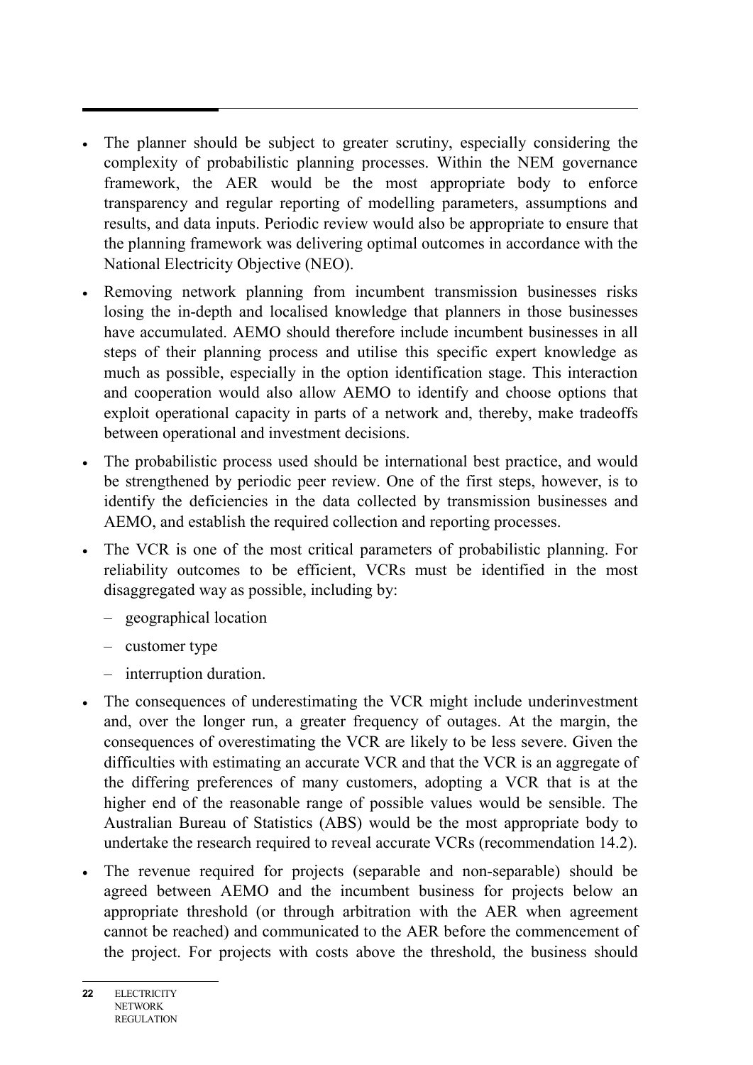- The planner should be subject to greater scrutiny, especially considering the complexity of probabilistic planning processes. Within the NEM governance framework, the AER would be the most appropriate body to enforce transparency and regular reporting of modelling parameters, assumptions and results, and data inputs. Periodic review would also be appropriate to ensure that the planning framework was delivering optimal outcomes in accordance with the National Electricity Objective (NEO).
- Removing network planning from incumbent transmission businesses risks losing the in-depth and localised knowledge that planners in those businesses have accumulated. AEMO should therefore include incumbent businesses in all steps of their planning process and utilise this specific expert knowledge as much as possible, especially in the option identification stage. This interaction and cooperation would also allow AEMO to identify and choose options that exploit operational capacity in parts of a network and, thereby, make tradeoffs between operational and investment decisions.
- The probabilistic process used should be international best practice, and would be strengthened by periodic peer review. One of the first steps, however, is to identify the deficiencies in the data collected by transmission businesses and AEMO, and establish the required collection and reporting processes.
- The VCR is one of the most critical parameters of probabilistic planning. For reliability outcomes to be efficient, VCRs must be identified in the most disaggregated way as possible, including by:
  - geographical location
  - customer type
  - interruption duration.
- The consequences of underestimating the VCR might include underinvestment and, over the longer run, a greater frequency of outages. At the margin, the consequences of overestimating the VCR are likely to be less severe. Given the difficulties with estimating an accurate VCR and that the VCR is an aggregate of the differing preferences of many customers, adopting a VCR that is at the higher end of the reasonable range of possible values would be sensible. The Australian Bureau of Statistics (ABS) would be the most appropriate body to undertake the research required to reveal accurate VCRs (recommendation 14.2).
- The revenue required for projects (separable and non-separable) should be agreed between AEMO and the incumbent business for projects below an appropriate threshold (or through arbitration with the AER when agreement cannot be reached) and communicated to the AER before the commencement of the project. For projects with costs above the threshold, the business should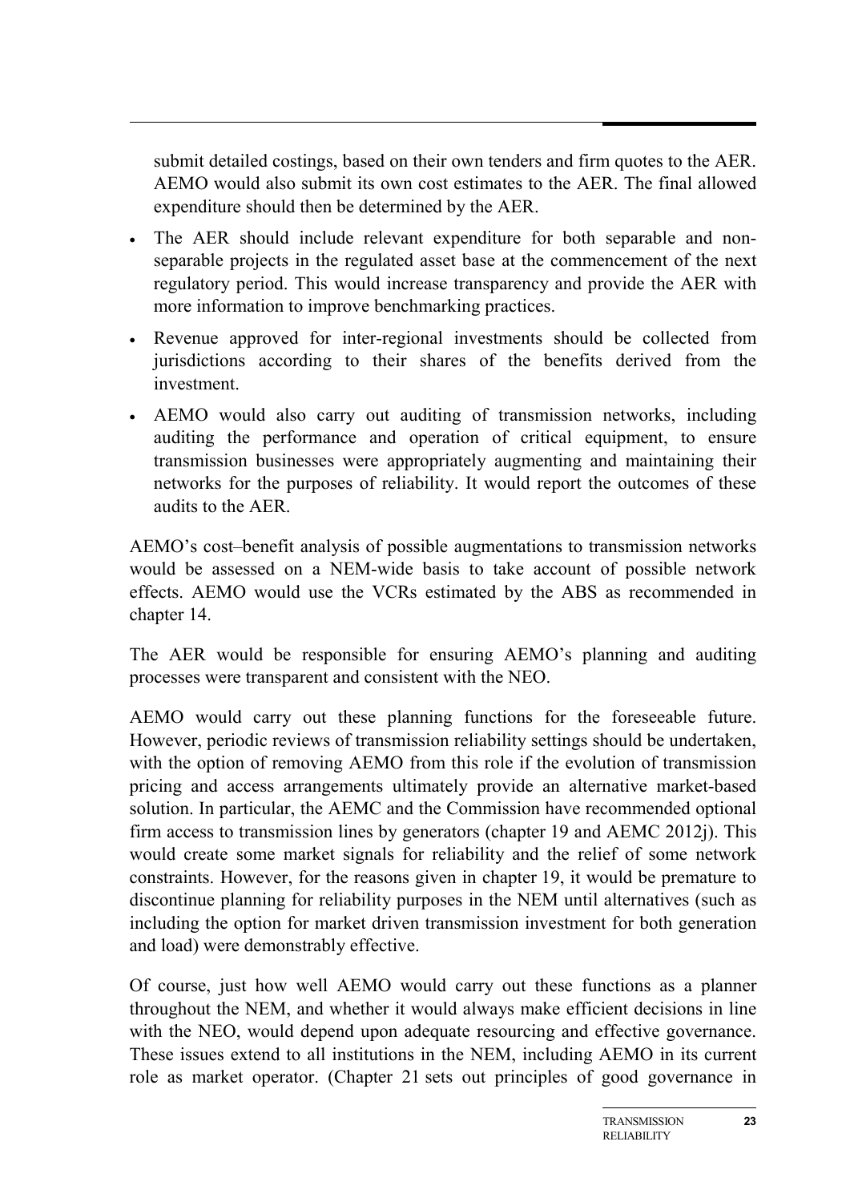submit detailed costings, based on their own tenders and firm quotes to the AER. AEMO would also submit its own cost estimates to the AER. The final allowed expenditure should then be determined by the AER.

- The AER should include relevant expenditure for both separable and non-separable projects in the regulated asset base at the commencement of the next regulatory period. This would increase transparency and provide the AER with more information to improve benchmarking practices.
- Revenue approved for inter-regional investments should be collected from jurisdictions according to their shares of the benefits derived from the investment.
- AEMO would also carry out auditing of transmission networks, including auditing the performance and operation of critical equipment, to ensure transmission businesses were appropriately augmenting and maintaining their networks for the purposes of reliability. It would report the outcomes of these audits to the AER.

AEMO's cost–benefit analysis of possible augmentations to transmission networks would be assessed on a NEM-wide basis to take account of possible network effects. AEMO would use the VCRs estimated by the ABS as recommended in chapter 14.

The AER would be responsible for ensuring AEMO's planning and auditing processes were transparent and consistent with the NEO.

AEMO would carry out these planning functions for the foreseeable future. However, periodic reviews of transmission reliability settings should be undertaken, with the option of removing AEMO from this role if the evolution of transmission pricing and access arrangements ultimately provide an alternative market-based solution. In particular, the AEMC and the Commission have recommended optional firm access to transmission lines by generators (chapter 19 and AEMC 2012j). This would create some market signals for reliability and the relief of some network constraints. However, for the reasons given in chapter 19, it would be premature to discontinue planning for reliability purposes in the NEM until alternatives (such as including the option for market driven transmission investment for both generation and load) were demonstrably effective.

Of course, just how well AEMO would carry out these functions as a planner throughout the NEM, and whether it would always make efficient decisions in line with the NEO, would depend upon adequate resourcing and effective governance. These issues extend to all institutions in the NEM, including AEMO in its current role as market operator. (Chapter 21 sets out principles of good governance in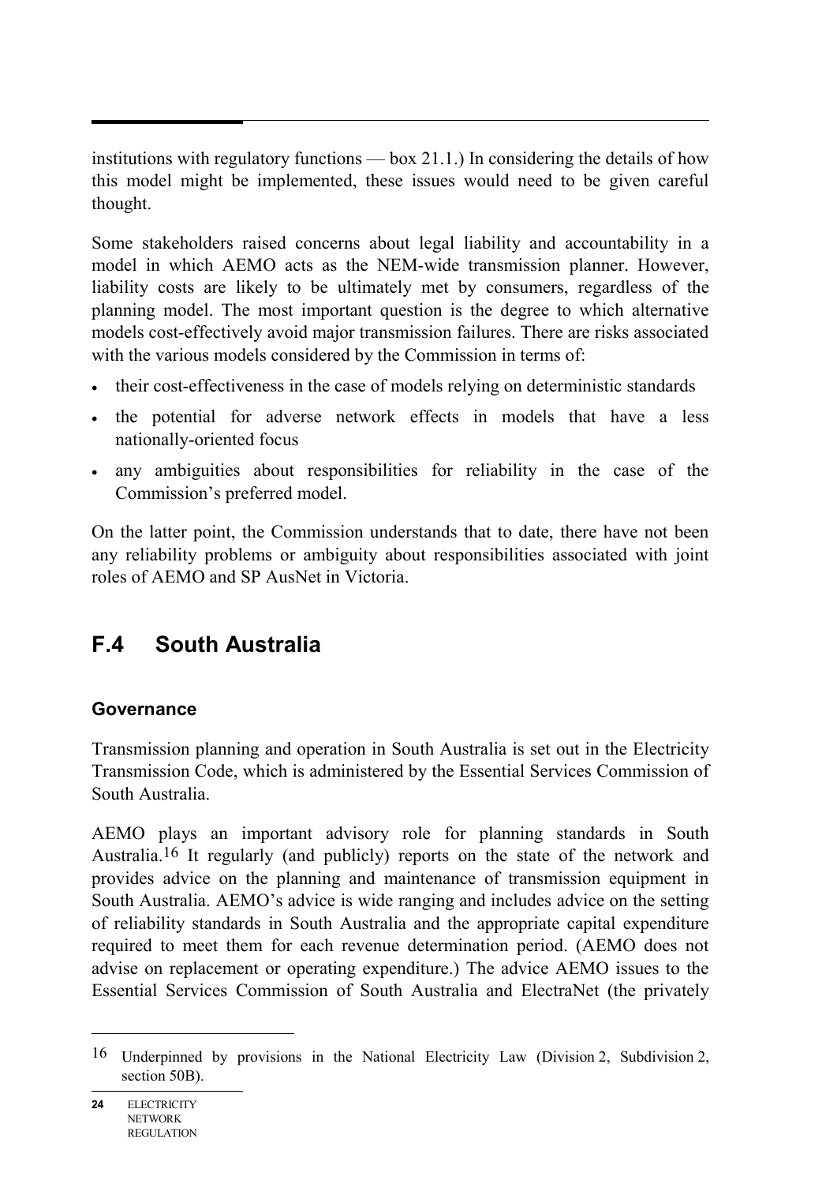institutions with regulatory functions — box 21.1.) In considering the details of how this model might be implemented, these issues would need to be given careful thought.

Some stakeholders raised concerns about legal liability and accountability in a model in which AEMO acts as the NEM-wide transmission planner. However, liability costs are likely to be ultimately met by consumers, regardless of the planning model. The most important question is the degree to which alternative models cost-effectively avoid major transmission failures. There are risks associated with the various models considered by the Commission in terms of:

- their cost-effectiveness in the case of models relying on deterministic standards
- the potential for adverse network effects in models that have a less nationally-oriented focus
- any ambiguities about responsibilities for reliability in the case of the Commission's preferred model.

On the latter point, the Commission understands that to date, there have not been any reliability problems or ambiguity about responsibilities associated with joint roles of AEMO and SP AusNet in Victoria.

## F.4 South Australia

### Governance

Transmission planning and operation in South Australia is set out in the Electricity Transmission Code, which is administered by the Essential Services Commission of South Australia.

AEMO plays an important advisory role for planning standards in South Australia.[16] It regularly (and publicly) reports on the state of the network and provides advice on the planning and maintenance of transmission equipment in South Australia. AEMO's advice is wide ranging and includes advice on the setting of reliability standards in South Australia and the appropriate capital expenditure required to meet them for each revenue determination period. (AEMO does not advise on replacement or operating expenditure.) The advice AEMO issues to the Essential Services Commission of South Australia and ElectraNet (the privately

---

[16] Underpinned by provisions in the National Electricity Law (Division 2, Subdivision 2, section 50B).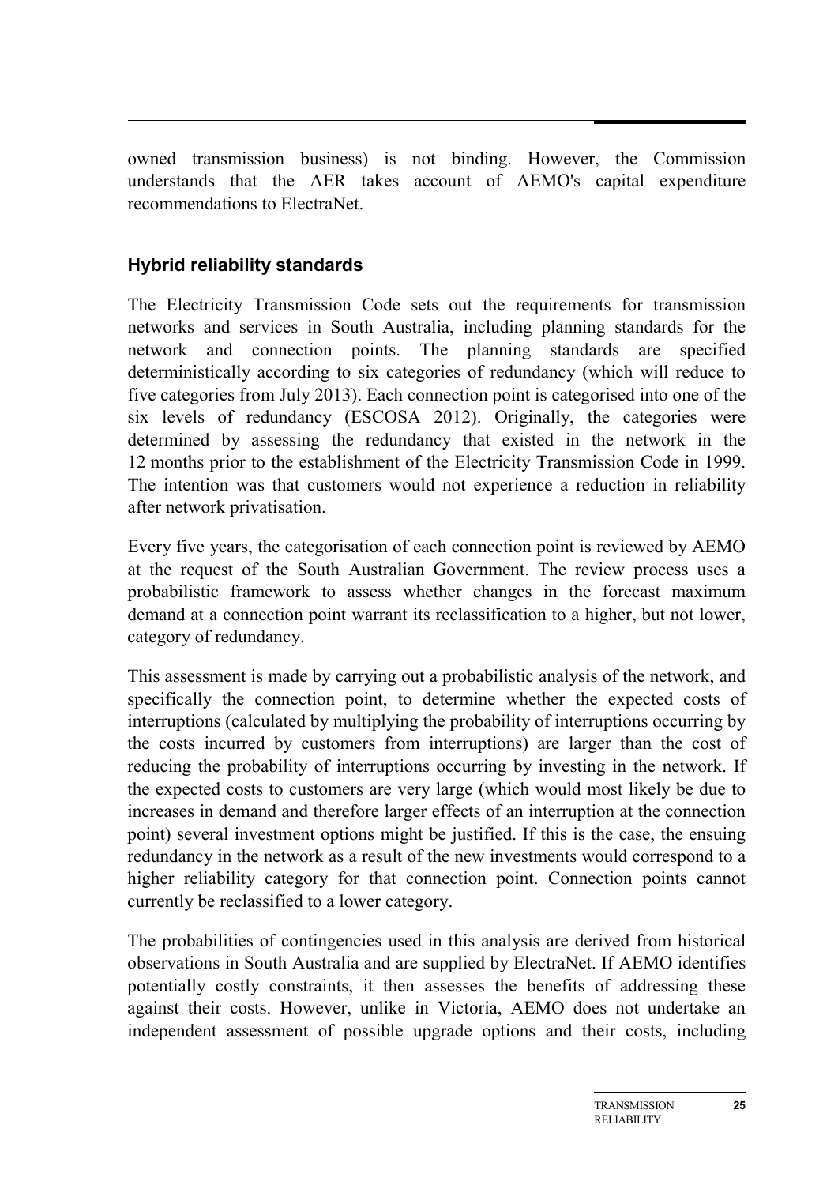owned transmission business) is not binding. However, the Commission understands that the AER takes account of AEMO's capital expenditure recommendations to ElectraNet.

### Hybrid reliability standards

The Electricity Transmission Code sets out the requirements for transmission networks and services in South Australia, including planning standards for the network and connection points. The planning standards are specified deterministically according to six categories of redundancy (which will reduce to five categories from July 2013). Each connection point is categorised into one of the six levels of redundancy (ESCOSA 2012). Originally, the categories were determined by assessing the redundancy that existed in the network in the 12 months prior to the establishment of the Electricity Transmission Code in 1999. The intention was that customers would not experience a reduction in reliability after network privatisation.

Every five years, the categorisation of each connection point is reviewed by AEMO at the request of the South Australian Government. The review process uses a probabilistic framework to assess whether changes in the forecast maximum demand at a connection point warrant its reclassification to a higher, but not lower, category of redundancy.

This assessment is made by carrying out a probabilistic analysis of the network, and specifically the connection point, to determine whether the expected costs of interruptions (calculated by multiplying the probability of interruptions occurring by the costs incurred by customers from interruptions) are larger than the cost of reducing the probability of interruptions occurring by investing in the network. If the expected costs to customers are very large (which would most likely be due to increases in demand and therefore larger effects of an interruption at the connection point) several investment options might be justified. If this is the case, the ensuing redundancy in the network as a result of the new investments would correspond to a higher reliability category for that connection point. Connection points cannot currently be reclassified to a lower category.

The probabilities of contingencies used in this analysis are derived from historical observations in South Australia and are supplied by ElectraNet. If AEMO identifies potentially costly constraints, it then assesses the benefits of addressing these against their costs. However, unlike in Victoria, AEMO does not undertake an independent assessment of possible upgrade options and their costs, including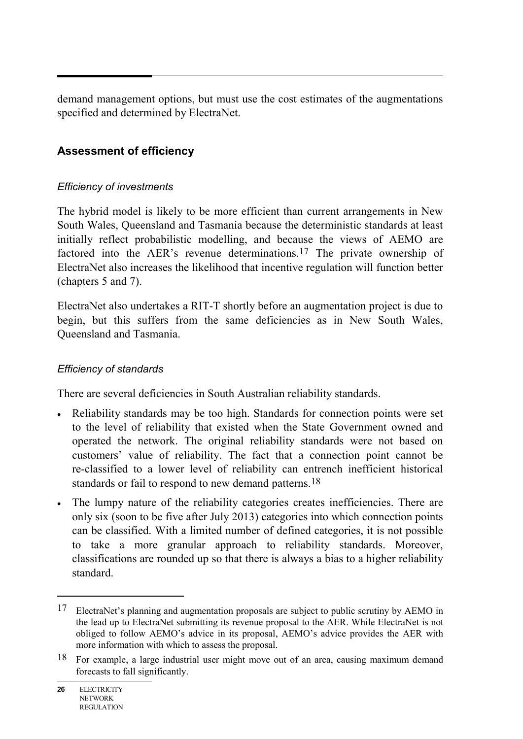demand management options, but must use the cost estimates of the augmentations specified and determined by ElectraNet.

### Assessment of efficiency

*Efficiency of investments*

The hybrid model is likely to be more efficient than current arrangements in New South Wales, Queensland and Tasmania because the deterministic standards at least initially reflect probabilistic modelling, and because the views of AEMO are factored into the AER's revenue determinations.[17] The private ownership of ElectraNet also increases the likelihood that incentive regulation will function better (chapters 5 and 7).

ElectraNet also undertakes a RIT-T shortly before an augmentation project is due to begin, but this suffers from the same deficiencies as in New South Wales, Queensland and Tasmania.

*Efficiency of standards*

There are several deficiencies in South Australian reliability standards.

- Reliability standards may be too high. Standards for connection points were set to the level of reliability that existed when the State Government owned and operated the network. The original reliability standards were not based on customers' value of reliability. The fact that a connection point cannot be re-classified to a lower level of reliability can entrench inefficient historical standards or fail to respond to new demand patterns.[18]
- The lumpy nature of the reliability categories creates inefficiencies. There are only six (soon to be five after July 2013) categories into which connection points can be classified. With a limited number of defined categories, it is not possible to take a more granular approach to reliability standards. Moreover, classifications are rounded up so that there is always a bias to a higher reliability standard.

---

[17] ElectraNet's planning and augmentation proposals are subject to public scrutiny by AEMO in the lead up to ElectraNet submitting its revenue proposal to the AER. While ElectraNet is not obliged to follow AEMO's advice in its proposal, AEMO's advice provides the AER with more information with which to assess the proposal.

[18] For example, a large industrial user might move out of an area, causing maximum demand forecasts to fall significantly.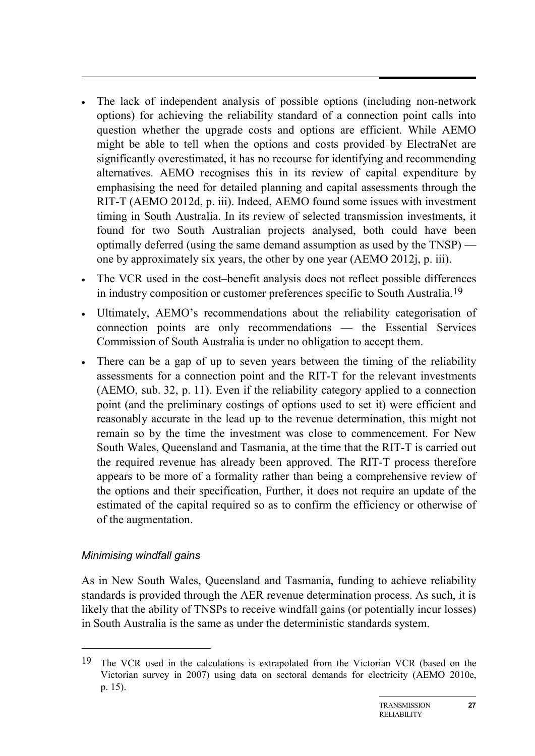- The lack of independent analysis of possible options (including non-network options) for achieving the reliability standard of a connection point calls into question whether the upgrade costs and options are efficient. While AEMO might be able to tell when the options and costs provided by ElectraNet are significantly overestimated, it has no recourse for identifying and recommending alternatives. AEMO recognises this in its review of capital expenditure by emphasising the need for detailed planning and capital assessments through the RIT-T (AEMO 2012d, p. iii). Indeed, AEMO found some issues with investment timing in South Australia. In its review of selected transmission investments, it found for two South Australian projects analysed, both could have been optimally deferred (using the same demand assumption as used by the TNSP) — one by approximately six years, the other by one year (AEMO 2012j, p. iii).
- The VCR used in the cost–benefit analysis does not reflect possible differences in industry composition or customer preferences specific to South Australia.[19]
- Ultimately, AEMO's recommendations about the reliability categorisation of connection points are only recommendations — the Essential Services Commission of South Australia is under no obligation to accept them.
- There can be a gap of up to seven years between the timing of the reliability assessments for a connection point and the RIT-T for the relevant investments (AEMO, sub. 32, p. 11). Even if the reliability category applied to a connection point (and the preliminary costings of options used to set it) were efficient and reasonably accurate in the lead up to the revenue determination, this might not remain so by the time the investment was close to commencement. For New South Wales, Queensland and Tasmania, at the time that the RIT-T is carried out the required revenue has already been approved. The RIT-T process therefore appears to be more of a formality rather than being a comprehensive review of the options and their specification, Further, it does not require an update of the estimated of the capital required so as to confirm the efficiency or otherwise of of the augmentation.

*Minimising windfall gains*

As in New South Wales, Queensland and Tasmania, funding to achieve reliability standards is provided through the AER revenue determination process. As such, it is likely that the ability of TNSPs to receive windfall gains (or potentially incur losses) in South Australia is the same as under the deterministic standards system.

[19] The VCR used in the calculations is extrapolated from the Victorian VCR (based on the Victorian survey in 2007) using data on sectoral demands for electricity (AEMO 2010e, p. 15).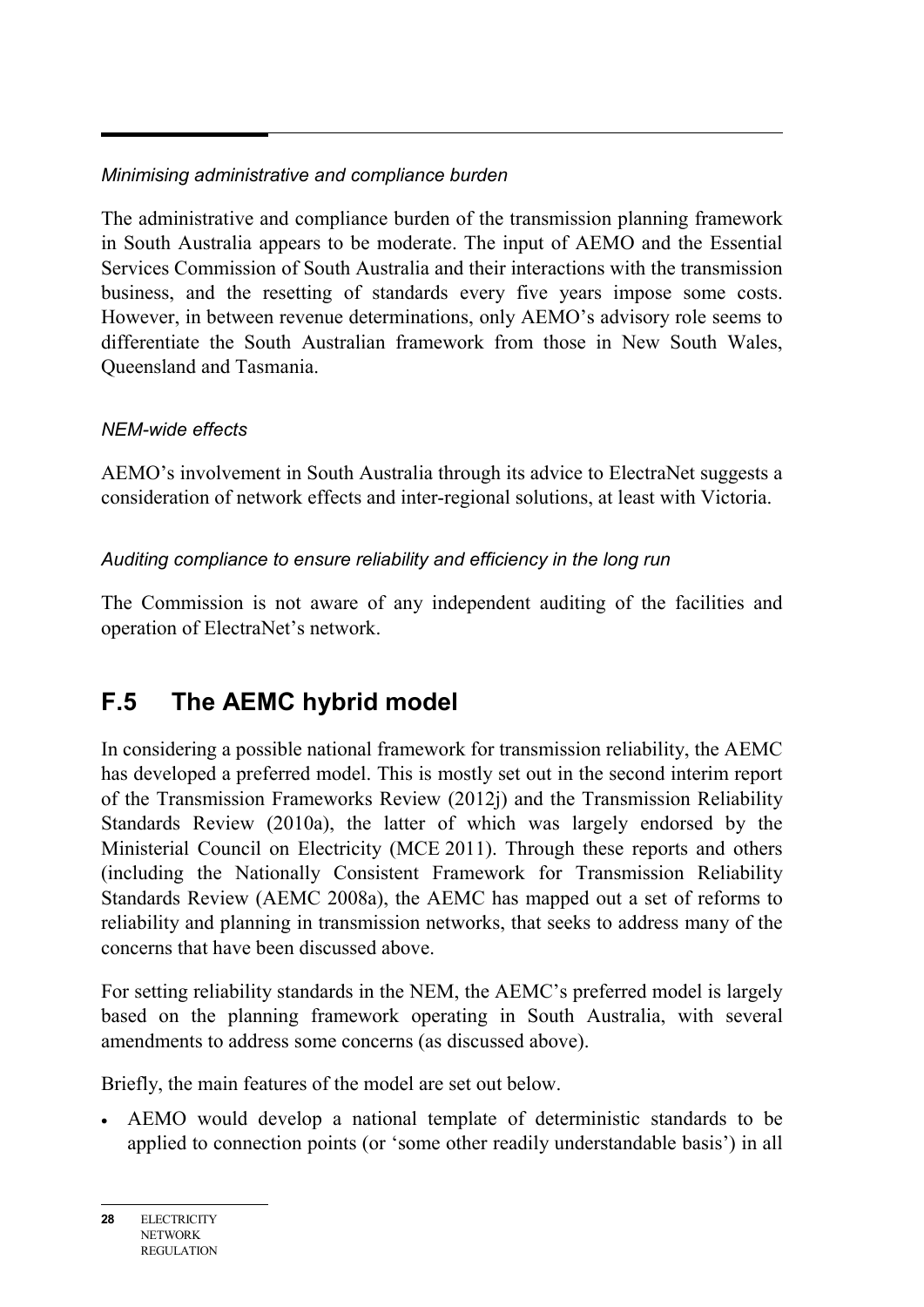*Minimising administrative and compliance burden*

The administrative and compliance burden of the transmission planning framework in South Australia appears to be moderate. The input of AEMO and the Essential Services Commission of South Australia and their interactions with the transmission business, and the resetting of standards every five years impose some costs. However, in between revenue determinations, only AEMO's advisory role seems to differentiate the South Australian framework from those in New South Wales, Queensland and Tasmania.

*NEM-wide effects*

AEMO's involvement in South Australia through its advice to ElectraNet suggests a consideration of network effects and inter-regional solutions, at least with Victoria.

*Auditing compliance to ensure reliability and efficiency in the long run*

The Commission is not aware of any independent auditing of the facilities and operation of ElectraNet's network.

## F.5 The AEMC hybrid model

In considering a possible national framework for transmission reliability, the AEMC has developed a preferred model. This is mostly set out in the second interim report of the Transmission Frameworks Review (2012j) and the Transmission Reliability Standards Review (2010a), the latter of which was largely endorsed by the Ministerial Council on Electricity (MCE 2011). Through these reports and others (including the Nationally Consistent Framework for Transmission Reliability Standards Review (AEMC 2008a), the AEMC has mapped out a set of reforms to reliability and planning in transmission networks, that seeks to address many of the concerns that have been discussed above.

For setting reliability standards in the NEM, the AEMC's preferred model is largely based on the planning framework operating in South Australia, with several amendments to address some concerns (as discussed above).

Briefly, the main features of the model are set out below.

- AEMO would develop a national template of deterministic standards to be applied to connection points (or 'some other readily understandable basis') in all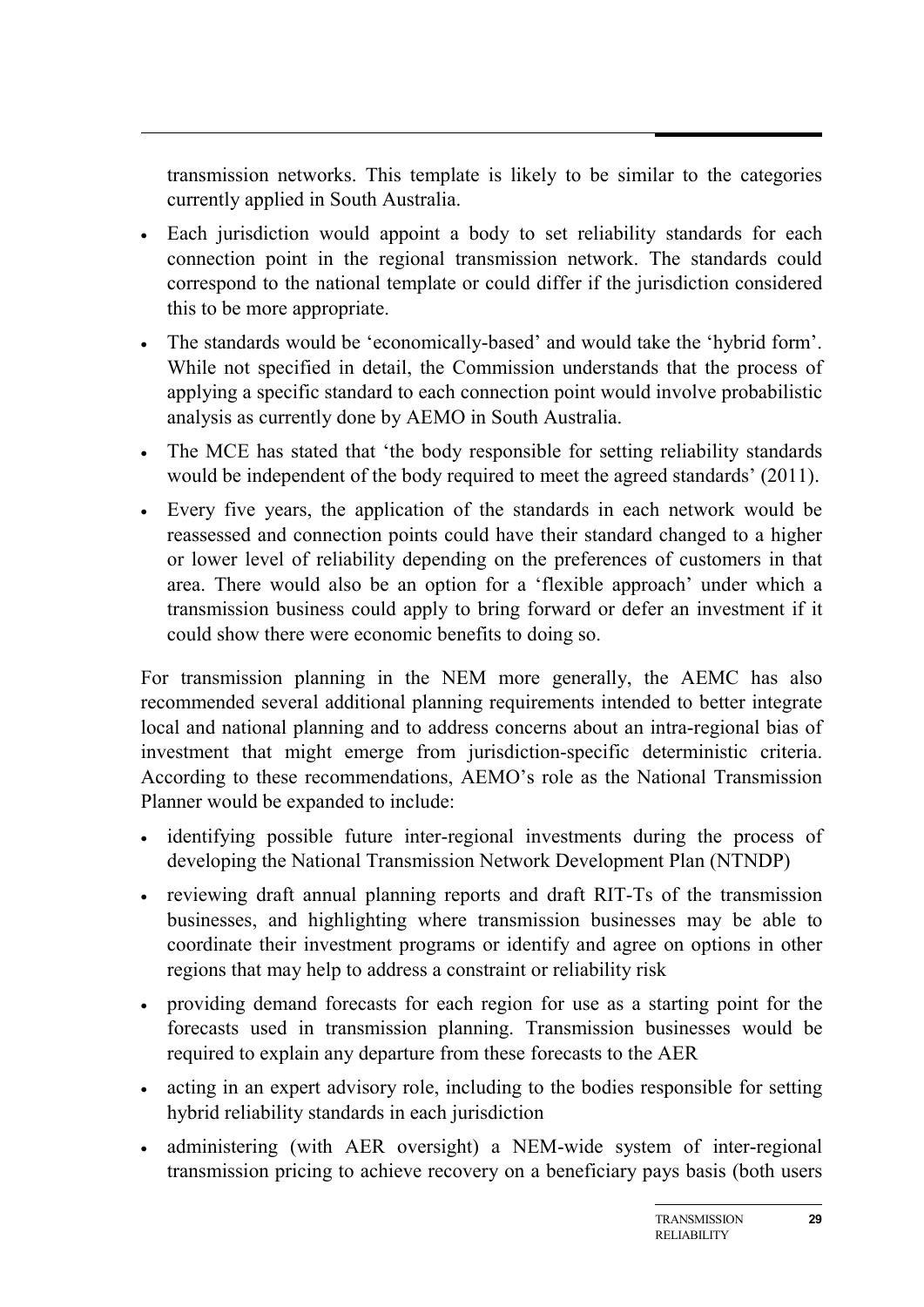transmission networks. This template is likely to be similar to the categories currently applied in South Australia.

- Each jurisdiction would appoint a body to set reliability standards for each connection point in the regional transmission network. The standards could correspond to the national template or could differ if the jurisdiction considered this to be more appropriate.
- The standards would be 'economically-based' and would take the 'hybrid form'. While not specified in detail, the Commission understands that the process of applying a specific standard to each connection point would involve probabilistic analysis as currently done by AEMO in South Australia.
- The MCE has stated that 'the body responsible for setting reliability standards would be independent of the body required to meet the agreed standards' (2011).
- Every five years, the application of the standards in each network would be reassessed and connection points could have their standard changed to a higher or lower level of reliability depending on the preferences of customers in that area. There would also be an option for a 'flexible approach' under which a transmission business could apply to bring forward or defer an investment if it could show there were economic benefits to doing so.

For transmission planning in the NEM more generally, the AEMC has also recommended several additional planning requirements intended to better integrate local and national planning and to address concerns about an intra-regional bias of investment that might emerge from jurisdiction-specific deterministic criteria. According to these recommendations, AEMO's role as the National Transmission Planner would be expanded to include:

- identifying possible future inter-regional investments during the process of developing the National Transmission Network Development Plan (NTNDP)
- reviewing draft annual planning reports and draft RIT-Ts of the transmission businesses, and highlighting where transmission businesses may be able to coordinate their investment programs or identify and agree on options in other regions that may help to address a constraint or reliability risk
- providing demand forecasts for each region for use as a starting point for the forecasts used in transmission planning. Transmission businesses would be required to explain any departure from these forecasts to the AER
- acting in an expert advisory role, including to the bodies responsible for setting hybrid reliability standards in each jurisdiction
- administering (with AER oversight) a NEM-wide system of inter-regional transmission pricing to achieve recovery on a beneficiary pays basis (both users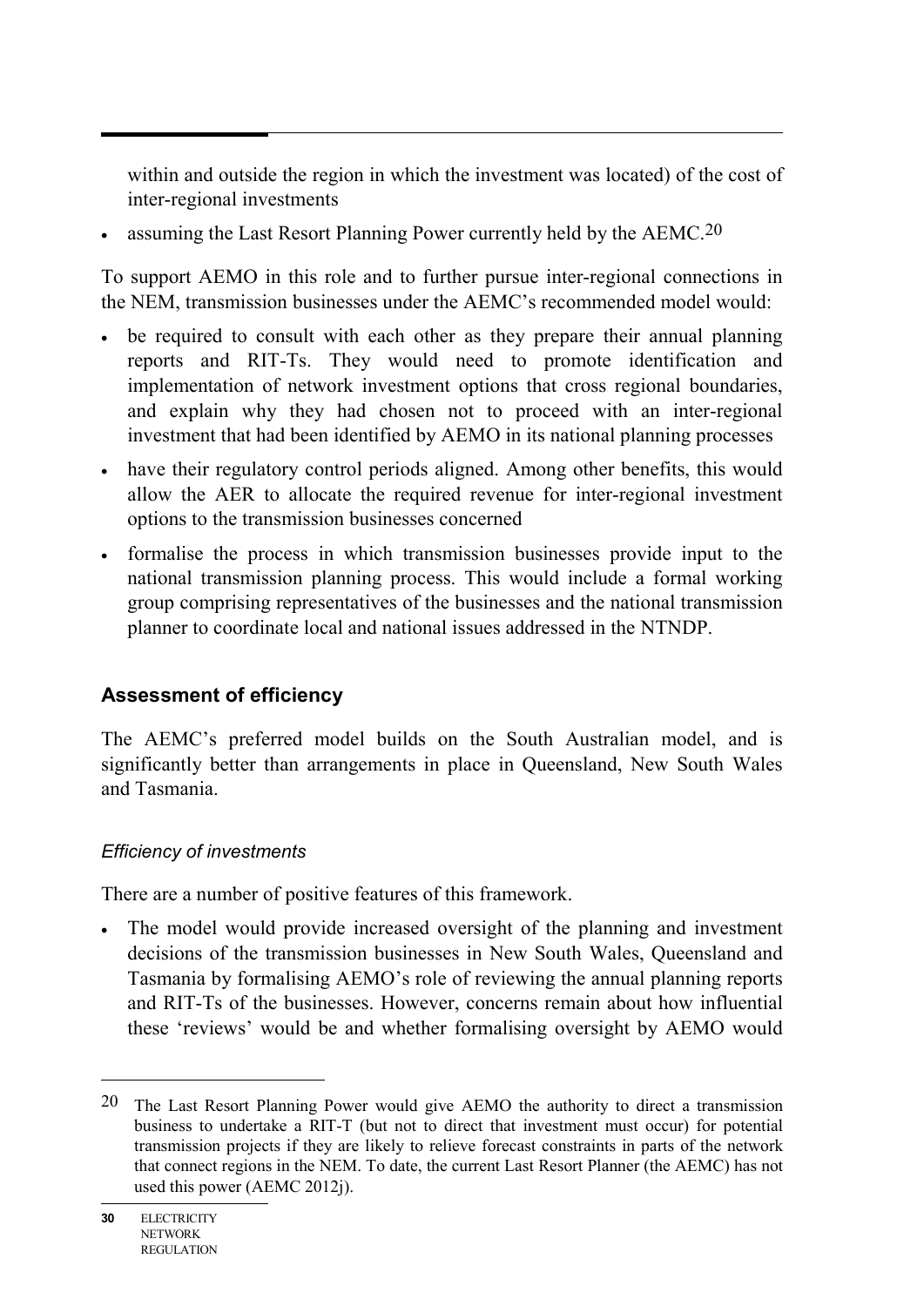within and outside the region in which the investment was located) of the cost of inter-regional investments

- assuming the Last Resort Planning Power currently held by the AEMC.[20]

To support AEMO in this role and to further pursue inter-regional connections in the NEM, transmission businesses under the AEMC's recommended model would:

- be required to consult with each other as they prepare their annual planning reports and RIT-Ts. They would need to promote identification and implementation of network investment options that cross regional boundaries, and explain why they had chosen not to proceed with an inter-regional investment that had been identified by AEMO in its national planning processes
- have their regulatory control periods aligned. Among other benefits, this would allow the AER to allocate the required revenue for inter-regional investment options to the transmission businesses concerned
- formalise the process in which transmission businesses provide input to the national transmission planning process. This would include a formal working group comprising representatives of the businesses and the national transmission planner to coordinate local and national issues addressed in the NTNDP.

### Assessment of efficiency

The AEMC's preferred model builds on the South Australian model, and is significantly better than arrangements in place in Queensland, New South Wales and Tasmania.

#### *Efficiency of investments*

There are a number of positive features of this framework.

- The model would provide increased oversight of the planning and investment decisions of the transmission businesses in New South Wales, Queensland and Tasmania by formalising AEMO's role of reviewing the annual planning reports and RIT-Ts of the businesses. However, concerns remain about how influential these 'reviews' would be and whether formalising oversight by AEMO would

---

20 The Last Resort Planning Power would give AEMO the authority to direct a transmission business to undertake a RIT-T (but not to direct that investment must occur) for potential transmission projects if they are likely to relieve forecast constraints in parts of the network that connect regions in the NEM. To date, the current Last Resort Planner (the AEMC) has not used this power (AEMC 2012j).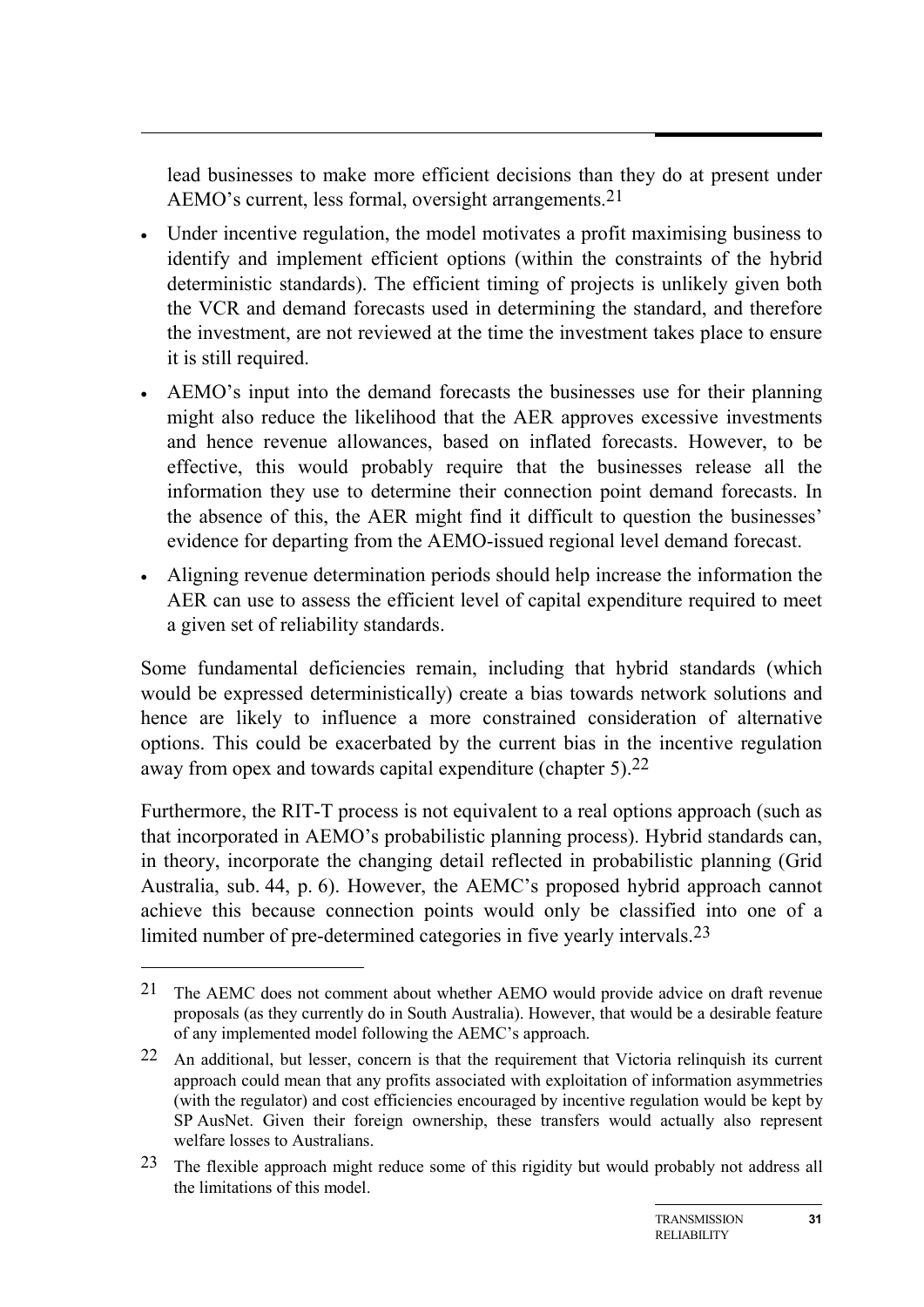lead businesses to make more efficient decisions than they do at present under AEMO's current, less formal, oversight arrangements.[21]

- Under incentive regulation, the model motivates a profit maximising business to identify and implement efficient options (within the constraints of the hybrid deterministic standards). The efficient timing of projects is unlikely given both the VCR and demand forecasts used in determining the standard, and therefore the investment, are not reviewed at the time the investment takes place to ensure it is still required.
- AEMO's input into the demand forecasts the businesses use for their planning might also reduce the likelihood that the AER approves excessive investments and hence revenue allowances, based on inflated forecasts. However, to be effective, this would probably require that the businesses release all the information they use to determine their connection point demand forecasts. In the absence of this, the AER might find it difficult to question the businesses' evidence for departing from the AEMO-issued regional level demand forecast.
- Aligning revenue determination periods should help increase the information the AER can use to assess the efficient level of capital expenditure required to meet a given set of reliability standards.

Some fundamental deficiencies remain, including that hybrid standards (which would be expressed deterministically) create a bias towards network solutions and hence are likely to influence a more constrained consideration of alternative options. This could be exacerbated by the current bias in the incentive regulation away from opex and towards capital expenditure (chapter 5).[22]

Furthermore, the RIT-T process is not equivalent to a real options approach (such as that incorporated in AEMO's probabilistic planning process). Hybrid standards can, in theory, incorporate the changing detail reflected in probabilistic planning (Grid Australia, sub. 44, p. 6). However, the AEMC's proposed hybrid approach cannot achieve this because connection points would only be classified into one of a limited number of pre-determined categories in five yearly intervals.[23]

---

[21] The AEMC does not comment about whether AEMO would provide advice on draft revenue proposals (as they currently do in South Australia). However, that would be a desirable feature of any implemented model following the AEMC's approach.

[22] An additional, but lesser, concern is that the requirement that Victoria relinquish its current approach could mean that any profits associated with exploitation of information asymmetries (with the regulator) and cost efficiencies encouraged by incentive regulation would be kept by SP AusNet. Given their foreign ownership, these transfers would actually also represent welfare losses to Australians.

[23] The flexible approach might reduce some of this rigidity but would probably not address all the limitations of this model.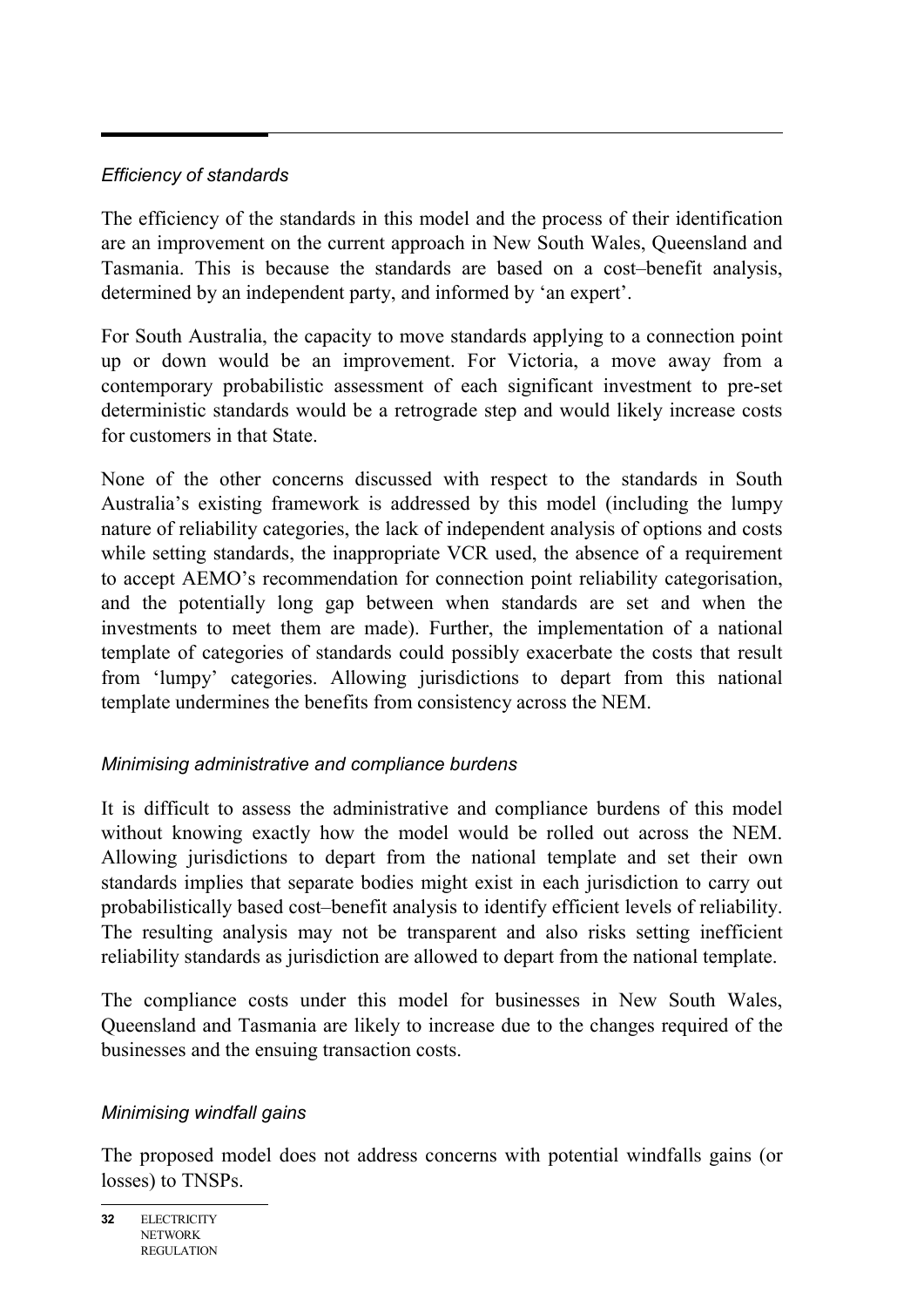*Efficiency of standards*

The efficiency of the standards in this model and the process of their identification are an improvement on the current approach in New South Wales, Queensland and Tasmania. This is because the standards are based on a cost–benefit analysis, determined by an independent party, and informed by 'an expert'.

For South Australia, the capacity to move standards applying to a connection point up or down would be an improvement. For Victoria, a move away from a contemporary probabilistic assessment of each significant investment to pre-set deterministic standards would be a retrograde step and would likely increase costs for customers in that State.

None of the other concerns discussed with respect to the standards in South Australia's existing framework is addressed by this model (including the lumpy nature of reliability categories, the lack of independent analysis of options and costs while setting standards, the inappropriate VCR used, the absence of a requirement to accept AEMO's recommendation for connection point reliability categorisation, and the potentially long gap between when standards are set and when the investments to meet them are made). Further, the implementation of a national template of categories of standards could possibly exacerbate the costs that result from 'lumpy' categories. Allowing jurisdictions to depart from this national template undermines the benefits from consistency across the NEM.

*Minimising administrative and compliance burdens*

It is difficult to assess the administrative and compliance burdens of this model without knowing exactly how the model would be rolled out across the NEM. Allowing jurisdictions to depart from the national template and set their own standards implies that separate bodies might exist in each jurisdiction to carry out probabilistically based cost–benefit analysis to identify efficient levels of reliability. The resulting analysis may not be transparent and also risks setting inefficient reliability standards as jurisdiction are allowed to depart from the national template.

The compliance costs under this model for businesses in New South Wales, Queensland and Tasmania are likely to increase due to the changes required of the businesses and the ensuing transaction costs.

*Minimising windfall gains*

The proposed model does not address concerns with potential windfalls gains (or losses) to TNSPs.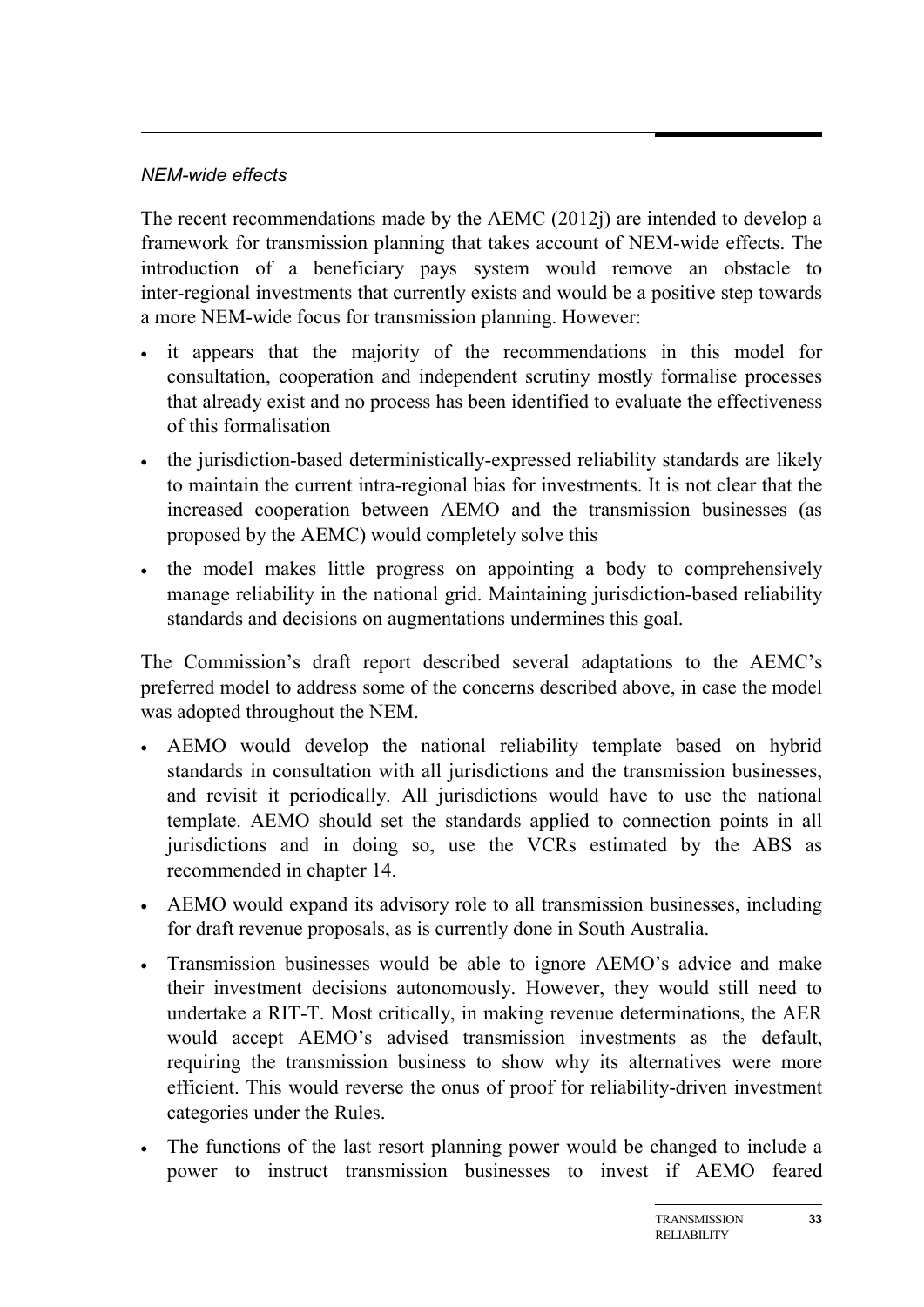*NEM-wide effects*

The recent recommendations made by the AEMC (2012j) are intended to develop a framework for transmission planning that takes account of NEM-wide effects. The introduction of a beneficiary pays system would remove an obstacle to inter-regional investments that currently exists and would be a positive step towards a more NEM-wide focus for transmission planning. However:

- it appears that the majority of the recommendations in this model for consultation, cooperation and independent scrutiny mostly formalise processes that already exist and no process has been identified to evaluate the effectiveness of this formalisation
- the jurisdiction-based deterministically-expressed reliability standards are likely to maintain the current intra-regional bias for investments. It is not clear that the increased cooperation between AEMO and the transmission businesses (as proposed by the AEMC) would completely solve this
- the model makes little progress on appointing a body to comprehensively manage reliability in the national grid. Maintaining jurisdiction-based reliability standards and decisions on augmentations undermines this goal.

The Commission's draft report described several adaptations to the AEMC's preferred model to address some of the concerns described above, in case the model was adopted throughout the NEM.

- AEMO would develop the national reliability template based on hybrid standards in consultation with all jurisdictions and the transmission businesses, and revisit it periodically. All jurisdictions would have to use the national template. AEMO should set the standards applied to connection points in all jurisdictions and in doing so, use the VCRs estimated by the ABS as recommended in chapter 14.
- AEMO would expand its advisory role to all transmission businesses, including for draft revenue proposals, as is currently done in South Australia.
- Transmission businesses would be able to ignore AEMO's advice and make their investment decisions autonomously. However, they would still need to undertake a RIT-T. Most critically, in making revenue determinations, the AER would accept AEMO's advised transmission investments as the default, requiring the transmission business to show why its alternatives were more efficient. This would reverse the onus of proof for reliability-driven investment categories under the Rules.
- The functions of the last resort planning power would be changed to include a power to instruct transmission businesses to invest if AEMO feared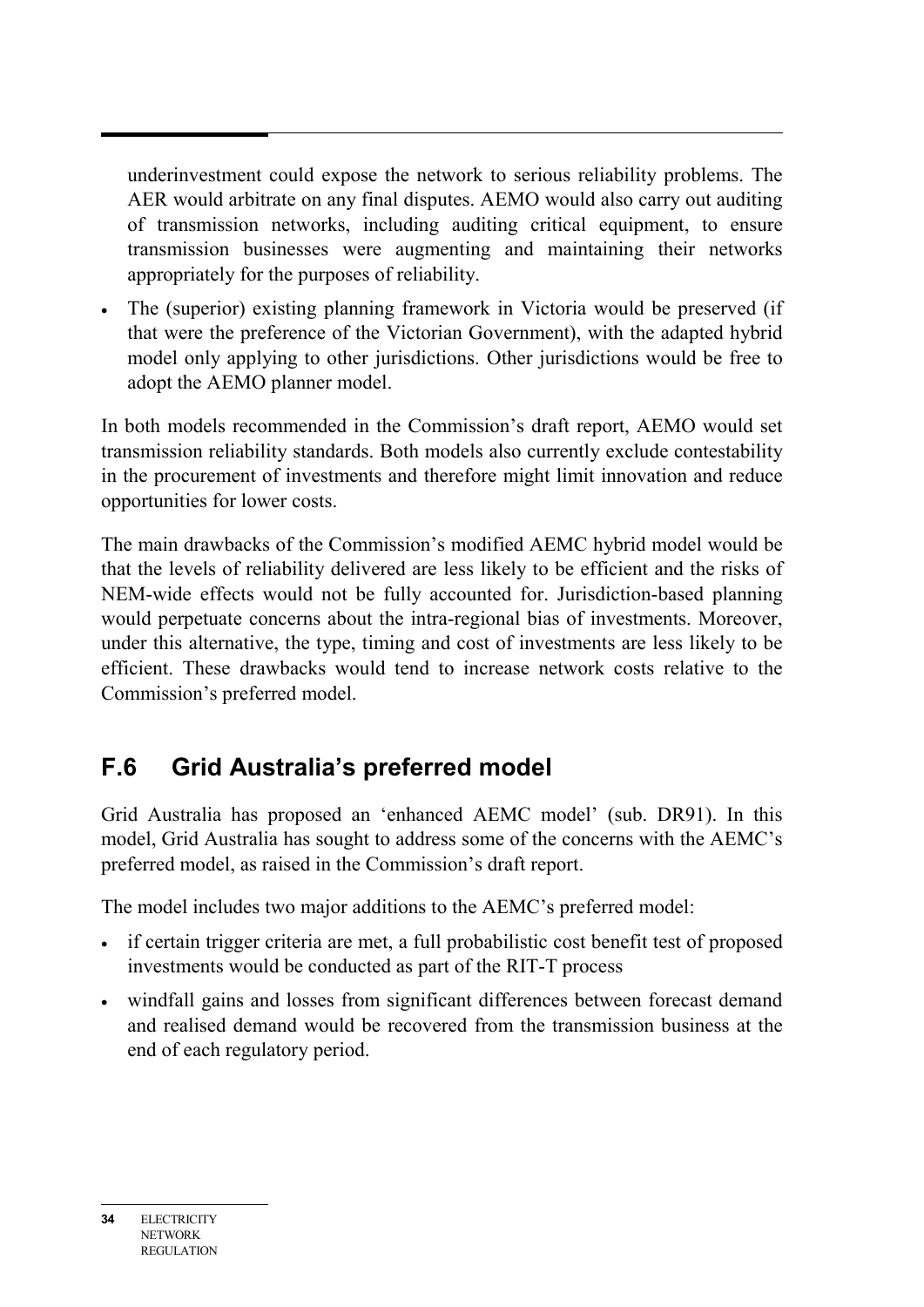underinvestment could expose the network to serious reliability problems. The AER would arbitrate on any final disputes. AEMO would also carry out auditing of transmission networks, including auditing critical equipment, to ensure transmission businesses were augmenting and maintaining their networks appropriately for the purposes of reliability.

- The (superior) existing planning framework in Victoria would be preserved (if that were the preference of the Victorian Government), with the adapted hybrid model only applying to other jurisdictions. Other jurisdictions would be free to adopt the AEMO planner model.

In both models recommended in the Commission's draft report, AEMO would set transmission reliability standards. Both models also currently exclude contestability in the procurement of investments and therefore might limit innovation and reduce opportunities for lower costs.

The main drawbacks of the Commission's modified AEMC hybrid model would be that the levels of reliability delivered are less likely to be efficient and the risks of NEM-wide effects would not be fully accounted for. Jurisdiction-based planning would perpetuate concerns about the intra-regional bias of investments. Moreover, under this alternative, the type, timing and cost of investments are less likely to be efficient. These drawbacks would tend to increase network costs relative to the Commission's preferred model.

## F.6 Grid Australia's preferred model

Grid Australia has proposed an 'enhanced AEMC model' (sub. DR91). In this model, Grid Australia has sought to address some of the concerns with the AEMC's preferred model, as raised in the Commission's draft report.

The model includes two major additions to the AEMC's preferred model:

- if certain trigger criteria are met, a full probabilistic cost benefit test of proposed investments would be conducted as part of the RIT-T process
- windfall gains and losses from significant differences between forecast demand and realised demand would be recovered from the transmission business at the end of each regulatory period.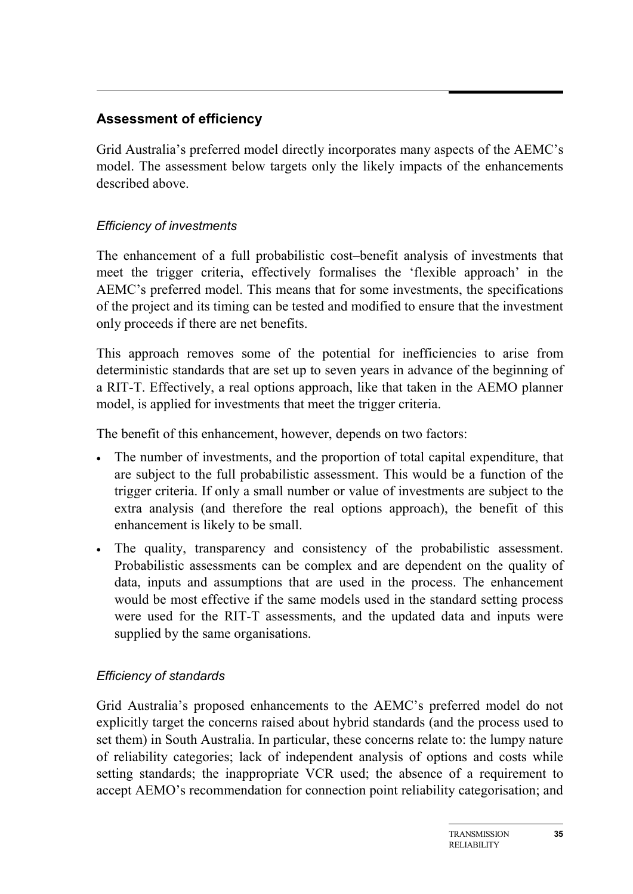## Assessment of efficiency

Grid Australia's preferred model directly incorporates many aspects of the AEMC's model. The assessment below targets only the likely impacts of the enhancements described above.

### *Efficiency of investments*

The enhancement of a full probabilistic cost–benefit analysis of investments that meet the trigger criteria, effectively formalises the 'flexible approach' in the AEMC's preferred model. This means that for some investments, the specifications of the project and its timing can be tested and modified to ensure that the investment only proceeds if there are net benefits.

This approach removes some of the potential for inefficiencies to arise from deterministic standards that are set up to seven years in advance of the beginning of a RIT-T. Effectively, a real options approach, like that taken in the AEMO planner model, is applied for investments that meet the trigger criteria.

The benefit of this enhancement, however, depends on two factors:

- The number of investments, and the proportion of total capital expenditure, that are subject to the full probabilistic assessment. This would be a function of the trigger criteria. If only a small number or value of investments are subject to the extra analysis (and therefore the real options approach), the benefit of this enhancement is likely to be small.
- The quality, transparency and consistency of the probabilistic assessment. Probabilistic assessments can be complex and are dependent on the quality of data, inputs and assumptions that are used in the process. The enhancement would be most effective if the same models used in the standard setting process were used for the RIT-T assessments, and the updated data and inputs were supplied by the same organisations.

### *Efficiency of standards*

Grid Australia's proposed enhancements to the AEMC's preferred model do not explicitly target the concerns raised about hybrid standards (and the process used to set them) in South Australia. In particular, these concerns relate to: the lumpy nature of reliability categories; lack of independent analysis of options and costs while setting standards; the inappropriate VCR used; the absence of a requirement to accept AEMO's recommendation for connection point reliability categorisation; and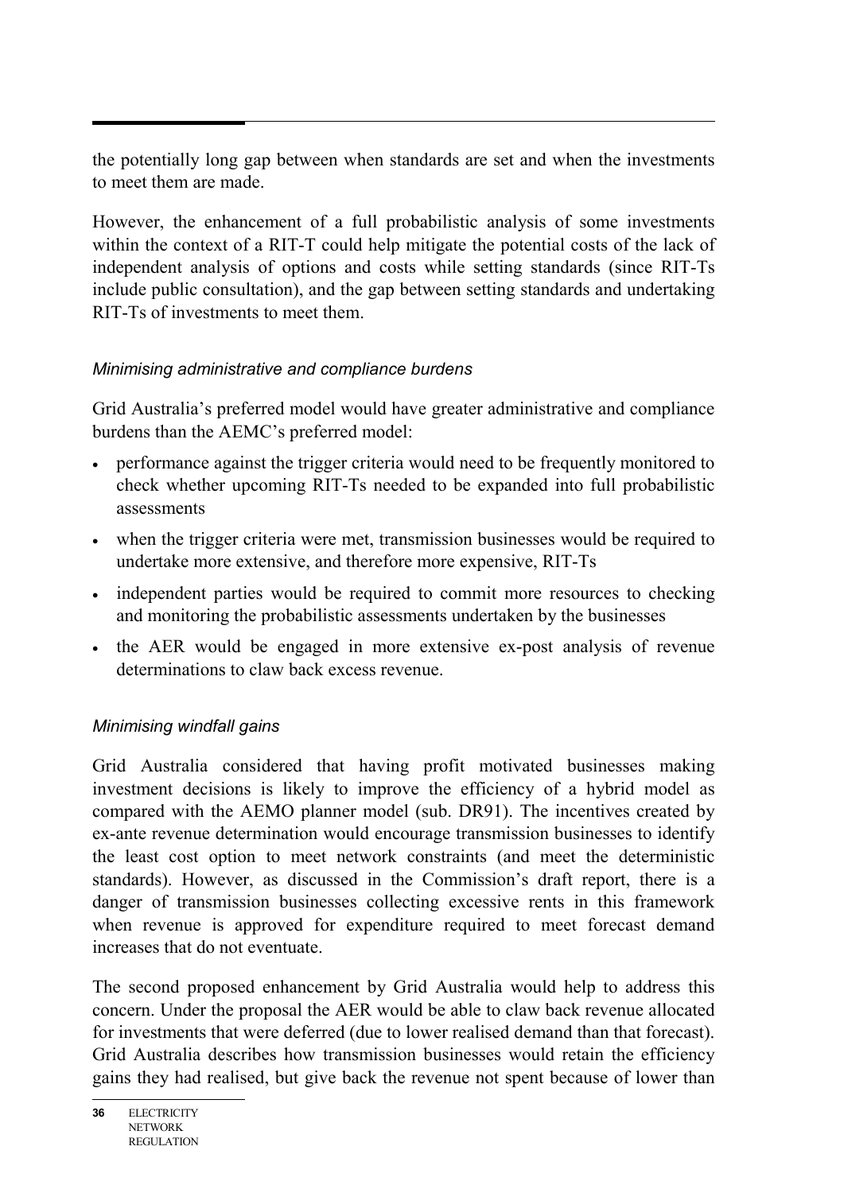the potentially long gap between when standards are set and when the investments to meet them are made.

However, the enhancement of a full probabilistic analysis of some investments within the context of a RIT-T could help mitigate the potential costs of the lack of independent analysis of options and costs while setting standards (since RIT-Ts include public consultation), and the gap between setting standards and undertaking RIT-Ts of investments to meet them.

*Minimising administrative and compliance burdens*

Grid Australia's preferred model would have greater administrative and compliance burdens than the AEMC's preferred model:

- performance against the trigger criteria would need to be frequently monitored to check whether upcoming RIT-Ts needed to be expanded into full probabilistic assessments
- when the trigger criteria were met, transmission businesses would be required to undertake more extensive, and therefore more expensive, RIT-Ts
- independent parties would be required to commit more resources to checking and monitoring the probabilistic assessments undertaken by the businesses
- the AER would be engaged in more extensive ex-post analysis of revenue determinations to claw back excess revenue.

*Minimising windfall gains*

Grid Australia considered that having profit motivated businesses making investment decisions is likely to improve the efficiency of a hybrid model as compared with the AEMO planner model (sub. DR91). The incentives created by ex-ante revenue determination would encourage transmission businesses to identify the least cost option to meet network constraints (and meet the deterministic standards). However, as discussed in the Commission's draft report, there is a danger of transmission businesses collecting excessive rents in this framework when revenue is approved for expenditure required to meet forecast demand increases that do not eventuate.

The second proposed enhancement by Grid Australia would help to address this concern. Under the proposal the AER would be able to claw back revenue allocated for investments that were deferred (due to lower realised demand than that forecast). Grid Australia describes how transmission businesses would retain the efficiency gains they had realised, but give back the revenue not spent because of lower than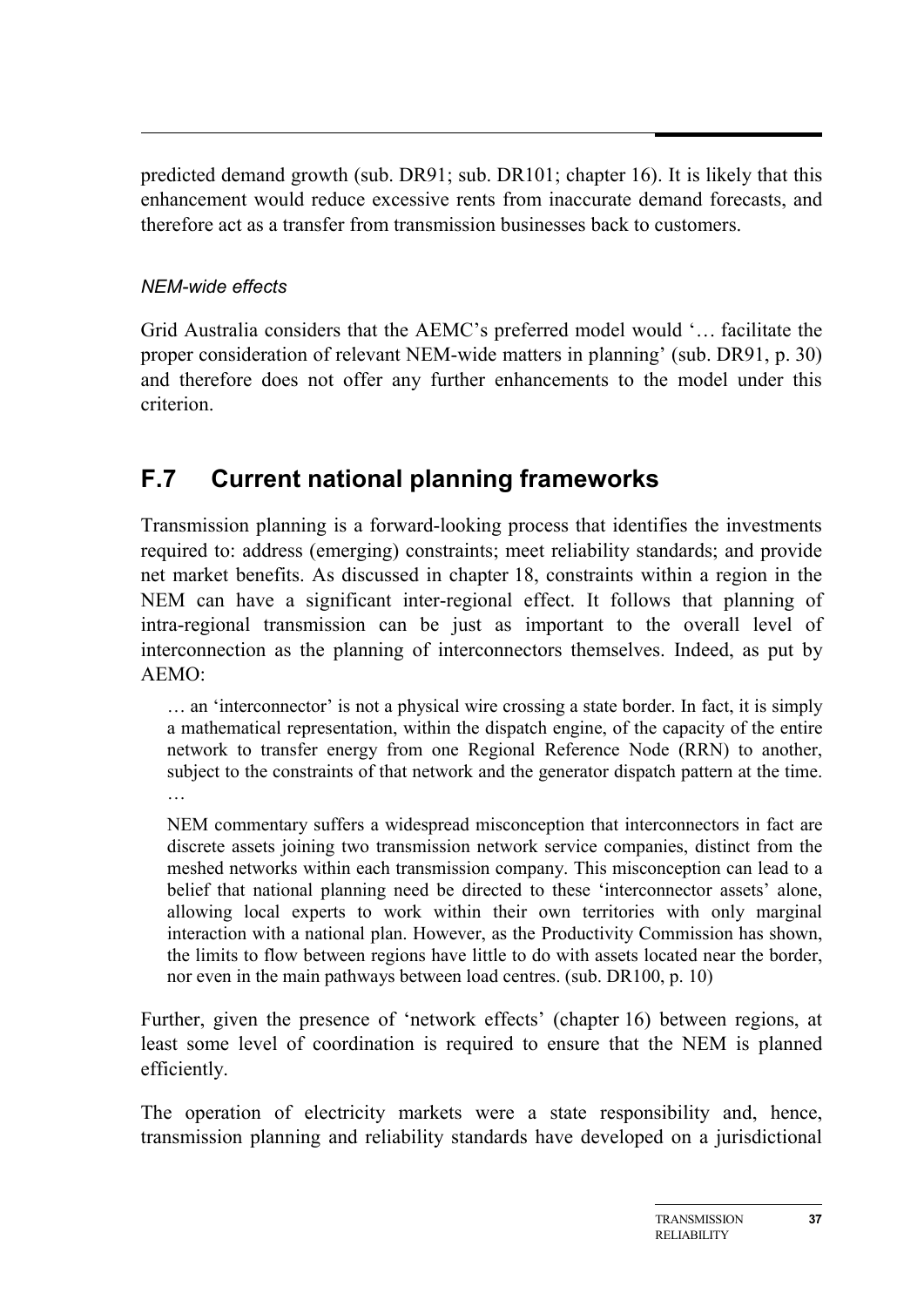predicted demand growth (sub. DR91; sub. DR101; chapter 16). It is likely that this enhancement would reduce excessive rents from inaccurate demand forecasts, and therefore act as a transfer from transmission businesses back to customers.

*NEM-wide effects*

Grid Australia considers that the AEMC's preferred model would '… facilitate the proper consideration of relevant NEM-wide matters in planning' (sub. DR91, p. 30) and therefore does not offer any further enhancements to the model under this criterion.

## F.7 Current national planning frameworks

Transmission planning is a forward-looking process that identifies the investments required to: address (emerging) constraints; meet reliability standards; and provide net market benefits. As discussed in chapter 18, constraints within a region in the NEM can have a significant inter-regional effect. It follows that planning of intra-regional transmission can be just as important to the overall level of interconnection as the planning of interconnectors themselves. Indeed, as put by AEMO:

> … an 'interconnector' is not a physical wire crossing a state border. In fact, it is simply a mathematical representation, within the dispatch engine, of the capacity of the entire network to transfer energy from one Regional Reference Node (RRN) to another, subject to the constraints of that network and the generator dispatch pattern at the time. …
>
> NEM commentary suffers a widespread misconception that interconnectors in fact are discrete assets joining two transmission network service companies, distinct from the meshed networks within each transmission company. This misconception can lead to a belief that national planning need be directed to these 'interconnector assets' alone, allowing local experts to work within their own territories with only marginal interaction with a national plan. However, as the Productivity Commission has shown, the limits to flow between regions have little to do with assets located near the border, nor even in the main pathways between load centres. (sub. DR100, p. 10)

Further, given the presence of 'network effects' (chapter 16) between regions, at least some level of coordination is required to ensure that the NEM is planned efficiently.

The operation of electricity markets were a state responsibility and, hence, transmission planning and reliability standards have developed on a jurisdictional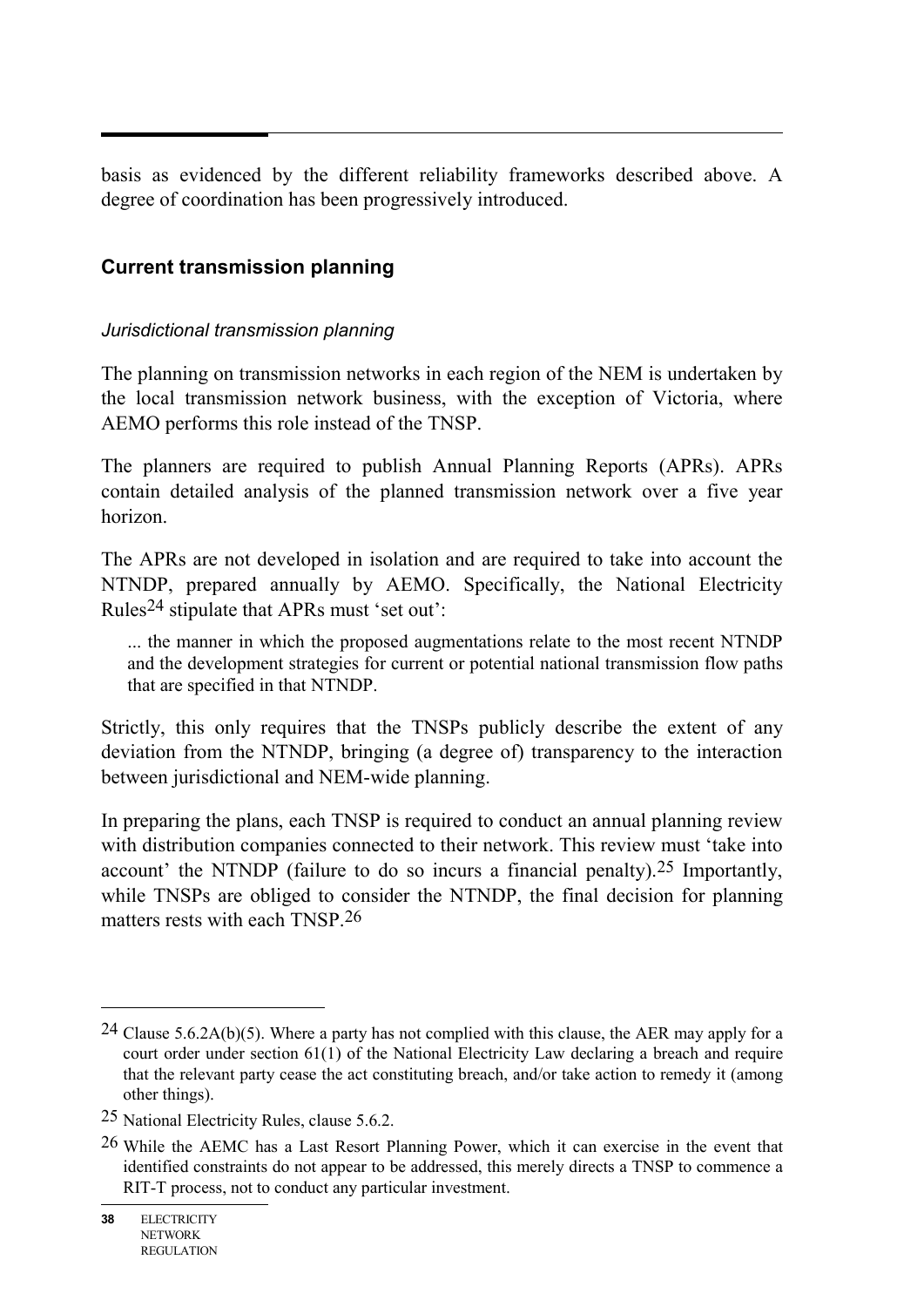basis as evidenced by the different reliability frameworks described above. A degree of coordination has been progressively introduced.

### Current transmission planning

*Jurisdictional transmission planning*

The planning on transmission networks in each region of the NEM is undertaken by the local transmission network business, with the exception of Victoria, where AEMO performs this role instead of the TNSP.

The planners are required to publish Annual Planning Reports (APRs). APRs contain detailed analysis of the planned transmission network over a five year horizon.

The APRs are not developed in isolation and are required to take into account the NTNDP, prepared annually by AEMO. Specifically, the National Electricity Rules[24] stipulate that APRs must 'set out':

> ... the manner in which the proposed augmentations relate to the most recent NTNDP and the development strategies for current or potential national transmission flow paths that are specified in that NTNDP.

Strictly, this only requires that the TNSPs publicly describe the extent of any deviation from the NTNDP, bringing (a degree of) transparency to the interaction between jurisdictional and NEM-wide planning.

In preparing the plans, each TNSP is required to conduct an annual planning review with distribution companies connected to their network. This review must 'take into account' the NTNDP (failure to do so incurs a financial penalty).[25] Importantly, while TNSPs are obliged to consider the NTNDP, the final decision for planning matters rests with each TNSP.[26]

---

[24] Clause 5.6.2A(b)(5). Where a party has not complied with this clause, the AER may apply for a court order under section 61(1) of the National Electricity Law declaring a breach and require that the relevant party cease the act constituting breach, and/or take action to remedy it (among other things).

[25] National Electricity Rules, clause 5.6.2.

[26] While the AEMC has a Last Resort Planning Power, which it can exercise in the event that identified constraints do not appear to be addressed, this merely directs a TNSP to commence a RIT-T process, not to conduct any particular investment.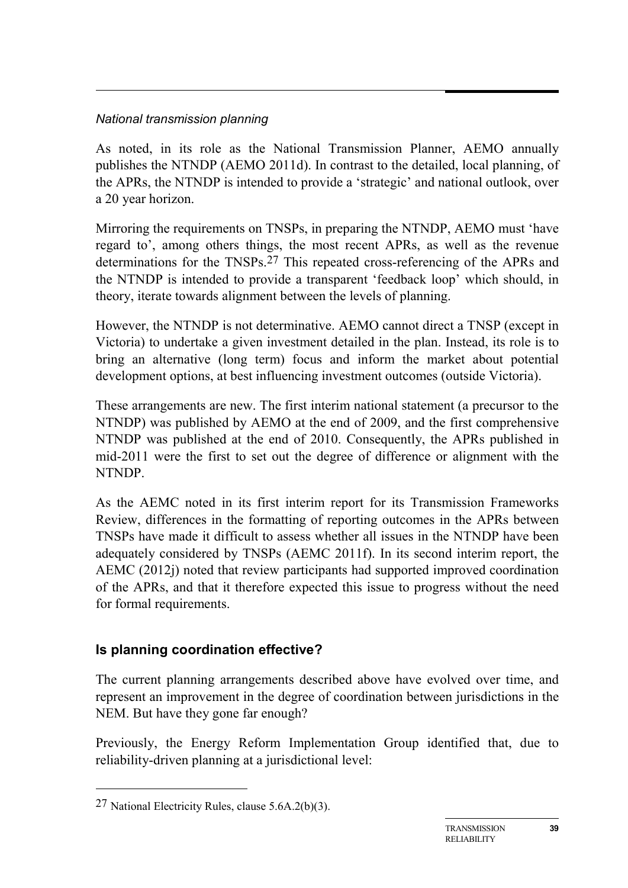*National transmission planning*

As noted, in its role as the National Transmission Planner, AEMO annually publishes the NTNDP (AEMO 2011d). In contrast to the detailed, local planning, of the APRs, the NTNDP is intended to provide a 'strategic' and national outlook, over a 20 year horizon.

Mirroring the requirements on TNSPs, in preparing the NTNDP, AEMO must 'have regard to', among others things, the most recent APRs, as well as the revenue determinations for the TNSPs.[27] This repeated cross-referencing of the APRs and the NTNDP is intended to provide a transparent 'feedback loop' which should, in theory, iterate towards alignment between the levels of planning.

However, the NTNDP is not determinative. AEMO cannot direct a TNSP (except in Victoria) to undertake a given investment detailed in the plan. Instead, its role is to bring an alternative (long term) focus and inform the market about potential development options, at best influencing investment outcomes (outside Victoria).

These arrangements are new. The first interim national statement (a precursor to the NTNDP) was published by AEMO at the end of 2009, and the first comprehensive NTNDP was published at the end of 2010. Consequently, the APRs published in mid-2011 were the first to set out the degree of difference or alignment with the NTNDP.

As the AEMC noted in its first interim report for its Transmission Frameworks Review, differences in the formatting of reporting outcomes in the APRs between TNSPs have made it difficult to assess whether all issues in the NTNDP have been adequately considered by TNSPs (AEMC 2011f). In its second interim report, the AEMC (2012j) noted that review participants had supported improved coordination of the APRs, and that it therefore expected this issue to progress without the need for formal requirements.

## Is planning coordination effective?

The current planning arrangements described above have evolved over time, and represent an improvement in the degree of coordination between jurisdictions in the NEM. But have they gone far enough?

Previously, the Energy Reform Implementation Group identified that, due to reliability-driven planning at a jurisdictional level:

---

[27] National Electricity Rules, clause 5.6A.2(b)(3).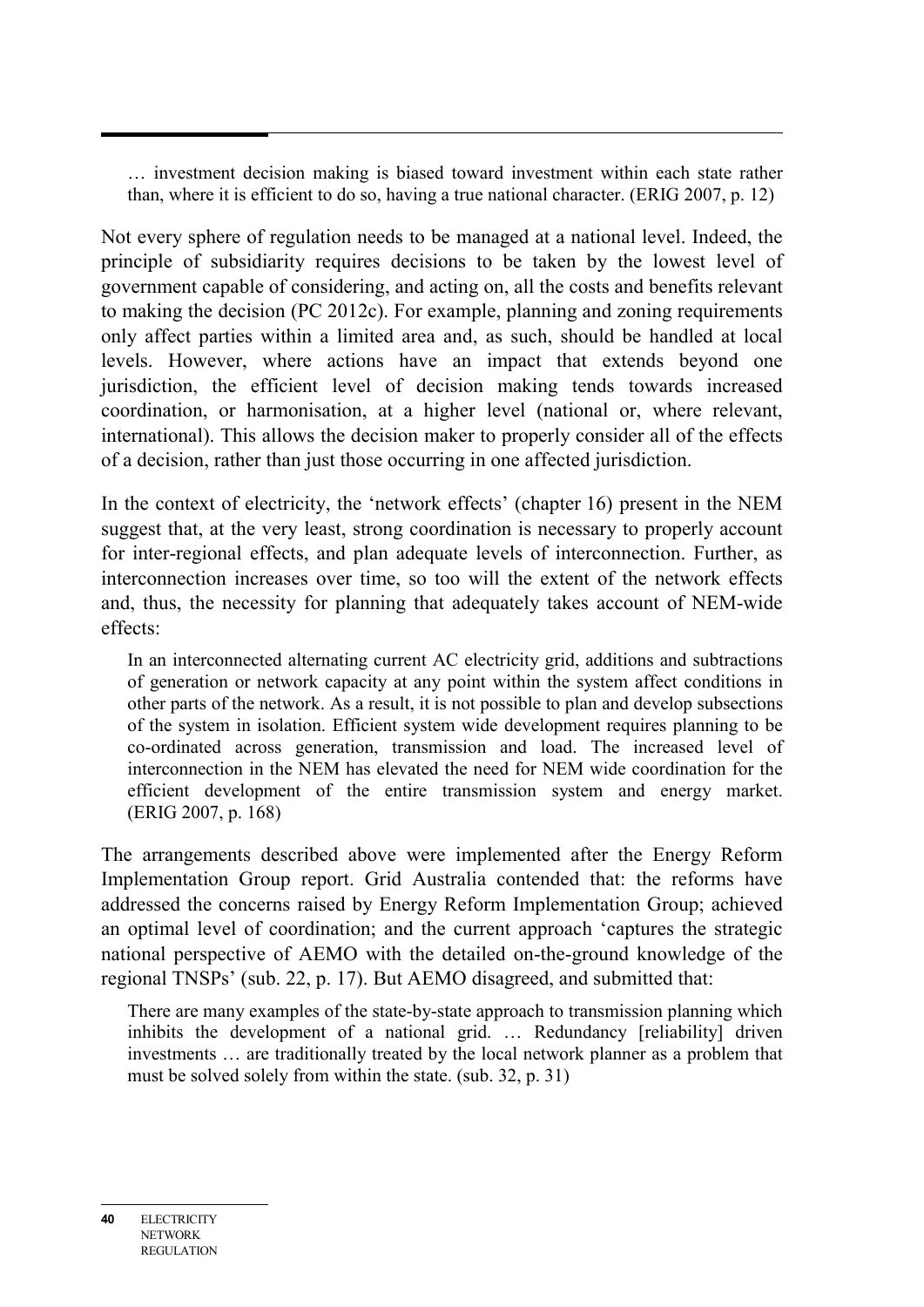> … investment decision making is biased toward investment within each state rather than, where it is efficient to do so, having a true national character. (ERIG 2007, p. 12)

Not every sphere of regulation needs to be managed at a national level. Indeed, the principle of subsidiarity requires decisions to be taken by the lowest level of government capable of considering, and acting on, all the costs and benefits relevant to making the decision (PC 2012c). For example, planning and zoning requirements only affect parties within a limited area and, as such, should be handled at local levels. However, where actions have an impact that extends beyond one jurisdiction, the efficient level of decision making tends towards increased coordination, or harmonisation, at a higher level (national or, where relevant, international). This allows the decision maker to properly consider all of the effects of a decision, rather than just those occurring in one affected jurisdiction.

In the context of electricity, the 'network effects' (chapter 16) present in the NEM suggest that, at the very least, strong coordination is necessary to properly account for inter-regional effects, and plan adequate levels of interconnection. Further, as interconnection increases over time, so too will the extent of the network effects and, thus, the necessity for planning that adequately takes account of NEM-wide effects:

> In an interconnected alternating current AC electricity grid, additions and subtractions of generation or network capacity at any point within the system affect conditions in other parts of the network. As a result, it is not possible to plan and develop subsections of the system in isolation. Efficient system wide development requires planning to be co-ordinated across generation, transmission and load. The increased level of interconnection in the NEM has elevated the need for NEM wide coordination for the efficient development of the entire transmission system and energy market. (ERIG 2007, p. 168)

The arrangements described above were implemented after the Energy Reform Implementation Group report. Grid Australia contended that: the reforms have addressed the concerns raised by Energy Reform Implementation Group; achieved an optimal level of coordination; and the current approach 'captures the strategic national perspective of AEMO with the detailed on-the-ground knowledge of the regional TNSPs' (sub. 22, p. 17). But AEMO disagreed, and submitted that:

> There are many examples of the state-by-state approach to transmission planning which inhibits the development of a national grid. … Redundancy [reliability] driven investments … are traditionally treated by the local network planner as a problem that must be solved solely from within the state. (sub. 32, p. 31)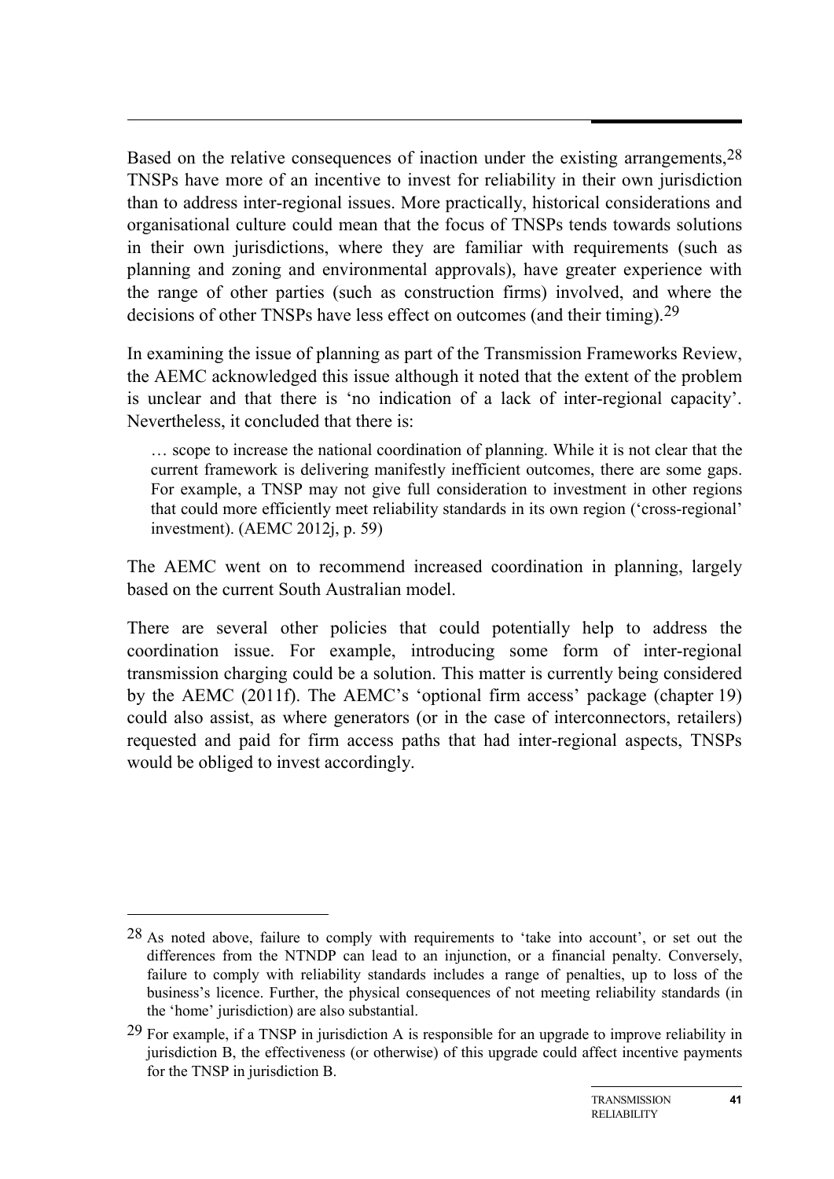Based on the relative consequences of inaction under the existing arrangements,[28] TNSPs have more of an incentive to invest for reliability in their own jurisdiction than to address inter-regional issues. More practically, historical considerations and organisational culture could mean that the focus of TNSPs tends towards solutions in their own jurisdictions, where they are familiar with requirements (such as planning and zoning and environmental approvals), have greater experience with the range of other parties (such as construction firms) involved, and where the decisions of other TNSPs have less effect on outcomes (and their timing).[29]

In examining the issue of planning as part of the Transmission Frameworks Review, the AEMC acknowledged this issue although it noted that the extent of the problem is unclear and that there is 'no indication of a lack of inter-regional capacity'. Nevertheless, it concluded that there is:

> … scope to increase the national coordination of planning. While it is not clear that the current framework is delivering manifestly inefficient outcomes, there are some gaps. For example, a TNSP may not give full consideration to investment in other regions that could more efficiently meet reliability standards in its own region ('cross-regional' investment). (AEMC 2012j, p. 59)

The AEMC went on to recommend increased coordination in planning, largely based on the current South Australian model.

There are several other policies that could potentially help to address the coordination issue. For example, introducing some form of inter-regional transmission charging could be a solution. This matter is currently being considered by the AEMC (2011f). The AEMC's 'optional firm access' package (chapter 19) could also assist, as where generators (or in the case of interconnectors, retailers) requested and paid for firm access paths that had inter-regional aspects, TNSPs would be obliged to invest accordingly.

---

[28] As noted above, failure to comply with requirements to 'take into account', or set out the differences from the NTNDP can lead to an injunction, or a financial penalty. Conversely, failure to comply with reliability standards includes a range of penalties, up to loss of the business's licence. Further, the physical consequences of not meeting reliability standards (in the 'home' jurisdiction) are also substantial.

[29] For example, if a TNSP in jurisdiction A is responsible for an upgrade to improve reliability in jurisdiction B, the effectiveness (or otherwise) of this upgrade could affect incentive payments for the TNSP in jurisdiction B.